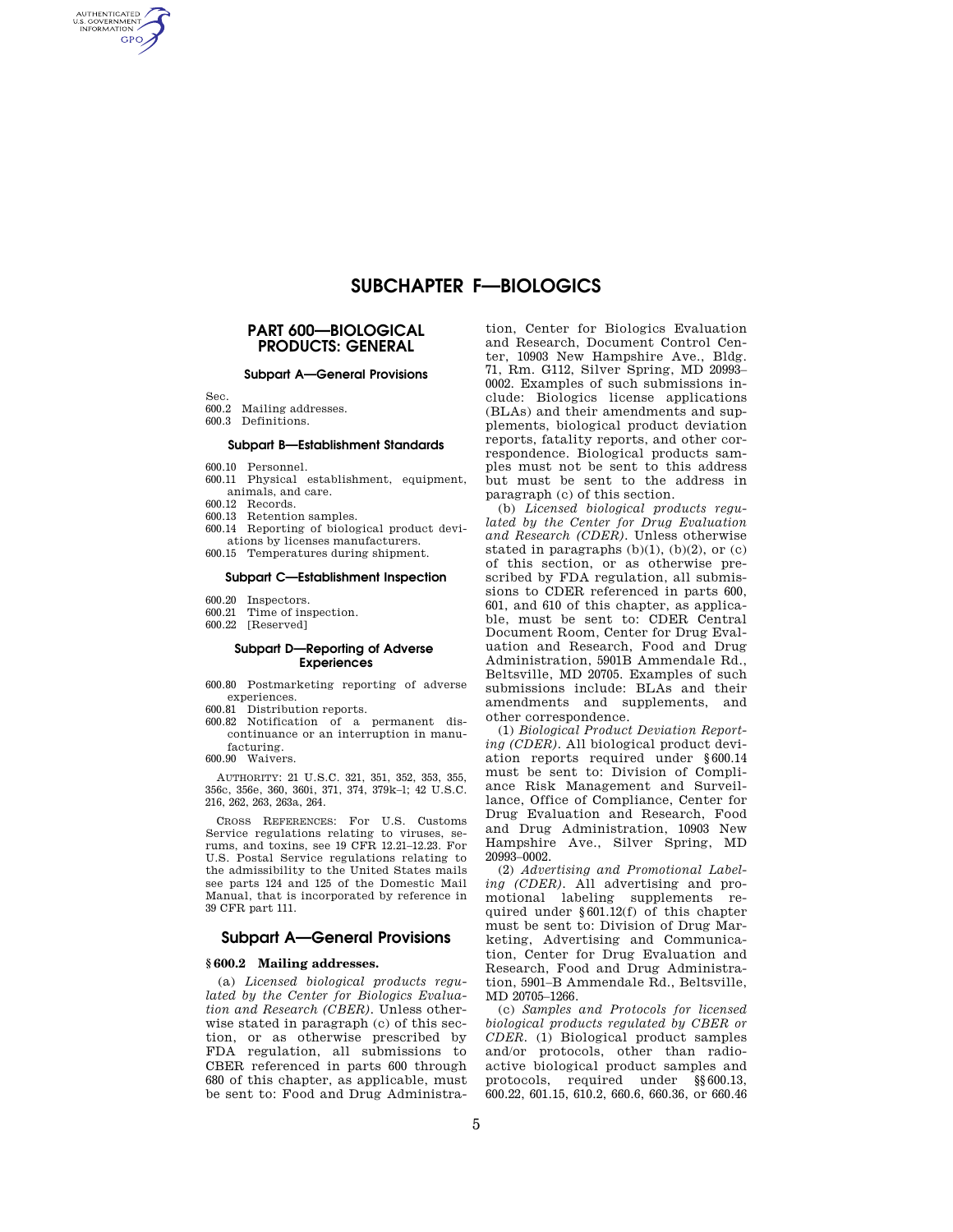# SUBCHAPTER F—BIOLOGICS

## PART 600—BIOLOGICAL PRODUCTS: GENERAL

### Subpart A—General Provisions

Sec.
600.2 Mailing addresses.
600.3 Definitions.

### Subpart B—Establishment Standards

600.10 Personnel.
600.11 Physical establishment, equipment, animals, and care.
600.12 Records.
600.13 Retention samples.
600.14 Reporting of biological product deviations by licenses manufacturers.
600.15 Temperatures during shipment.

### Subpart C—Establishment Inspection

600.20 Inspectors.
600.21 Time of inspection.
600.22 [Reserved]

### Subpart D—Reporting of Adverse Experiences

600.80 Postmarketing reporting of adverse experiences.
600.81 Distribution reports.
600.82 Notification of a permanent discontinuance or an interruption in manufacturing.
600.90 Waivers.

AUTHORITY: 21 U.S.C. 321, 351, 352, 353, 355, 356c, 356e, 360, 360i, 371, 374, 379k–l; 42 U.S.C. 216, 262, 263, 263a, 264.

CROSS REFERENCES: For U.S. Customs Service regulations relating to viruses, serums, and toxins, see 19 CFR 12.21–12.23. For U.S. Postal Service regulations relating to the admissibility to the United States mails see parts 124 and 125 of the Domestic Mail Manual, that is incorporated by reference in 39 CFR part 111.

## Subpart A—General Provisions

### § 600.2 Mailing addresses.

(a) *Licensed biological products regulated by the Center for Biologics Evaluation and Research (CBER).* Unless otherwise stated in paragraph (c) of this section, or as otherwise prescribed by FDA regulation, all submissions to CBER referenced in parts 600 through 680 of this chapter, as applicable, must be sent to: Food and Drug Administration, Center for Biologics Evaluation and Research, Document Control Center, 10903 New Hampshire Ave., Bldg. 71, Rm. G112, Silver Spring, MD 20993–0002. Examples of such submissions include: Biologics license applications (BLAs) and their amendments and supplements, biological product deviation reports, fatality reports, and other correspondence. Biological products samples must not be sent to this address but must be sent to the address in paragraph (c) of this section.

(b) *Licensed biological products regulated by the Center for Drug Evaluation and Research (CDER).* Unless otherwise stated in paragraphs (b)(1), (b)(2), or (c) of this section, or as otherwise prescribed by FDA regulation, all submissions to CDER referenced in parts 600, 601, and 610 of this chapter, as applicable, must be sent to: CDER Central Document Room, Center for Drug Evaluation and Research, Food and Drug Administration, 5901B Ammendale Rd., Beltsville, MD 20705. Examples of such submissions include: BLAs and their amendments and supplements, and other correspondence.

(1) *Biological Product Deviation Reporting (CDER).* All biological product deviation reports required under §600.14 must be sent to: Division of Compliance Risk Management and Surveillance, Office of Compliance, Center for Drug Evaluation and Research, Food and Drug Administration, 10903 New Hampshire Ave., Silver Spring, MD 20993–0002.

(2) *Advertising and Promotional Labeling (CDER).* All advertising and promotional labeling supplements required under §601.12(f) of this chapter must be sent to: Division of Drug Marketing, Advertising and Communication, Center for Drug Evaluation and Research, Food and Drug Administration, 5901–B Ammendale Rd., Beltsville, MD 20705–1266.

(c) *Samples and Protocols for licensed biological products regulated by CBER or CDER.* (1) Biological product samples and/or protocols, other than radioactive biological product samples and protocols, required under §§600.13, 600.22, 601.15, 610.2, 660.6, 660.36, or 660.46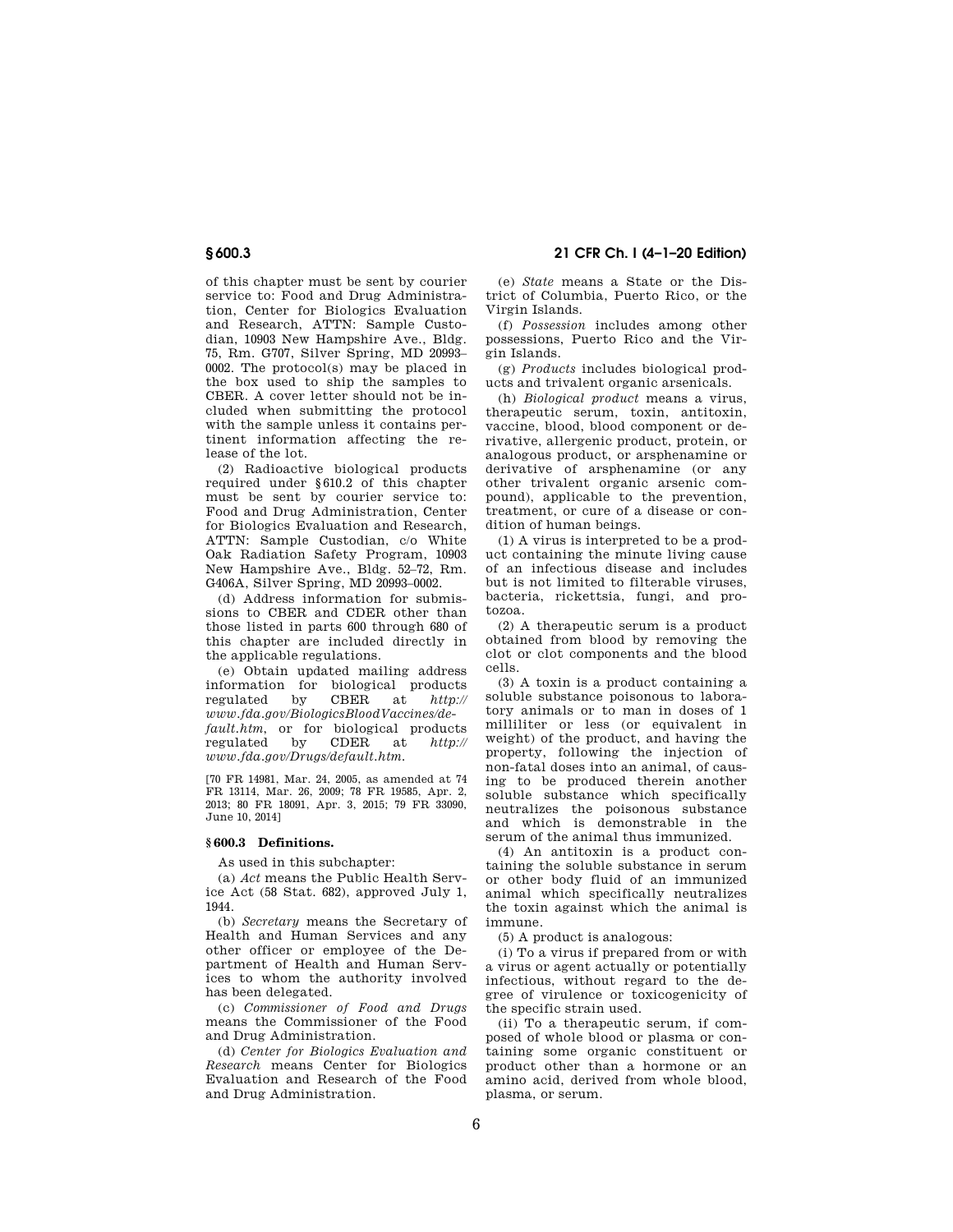of this chapter must be sent by courier service to: Food and Drug Administration, Center for Biologics Evaluation and Research, ATTN: Sample Custodian, 10903 New Hampshire Ave., Bldg. 75, Rm. G707, Silver Spring, MD 20993–0002. The protocol(s) may be placed in the box used to ship the samples to CBER. A cover letter should not be included when submitting the protocol with the sample unless it contains pertinent information affecting the release of the lot.

(2) Radioactive biological products required under §610.2 of this chapter must be sent by courier service to: Food and Drug Administration, Center for Biologics Evaluation and Research, ATTN: Sample Custodian, c/o White Oak Radiation Safety Program, 10903 New Hampshire Ave., Bldg. 52–72, Rm. G406A, Silver Spring, MD 20993–0002.

(d) Address information for submissions to CBER and CDER other than those listed in parts 600 through 680 of this chapter are included directly in the applicable regulations.

(e) Obtain updated mailing address information for biological products regulated by CBER at *http://www.fda.gov/BiologicsBloodVaccines/default.htm*, or for biological products regulated by CDER at *http://www.fda.gov/Drugs/default.htm*.

[70 FR 14981, Mar. 24, 2005, as amended at 74 FR 13114, Mar. 26, 2009; 78 FR 19585, Apr. 2, 2013; 80 FR 18091, Apr. 3, 2015; 79 FR 33090, June 10, 2014]

## §600.3 Definitions.

As used in this subchapter:

(a) *Act* means the Public Health Service Act (58 Stat. 682), approved July 1, 1944.

(b) *Secretary* means the Secretary of Health and Human Services and any other officer or employee of the Department of Health and Human Services to whom the authority involved has been delegated.

(c) *Commissioner of Food and Drugs* means the Commissioner of the Food and Drug Administration.

(d) *Center for Biologics Evaluation and Research* means Center for Biologics Evaluation and Research of the Food and Drug Administration.

(e) *State* means a State or the District of Columbia, Puerto Rico, or the Virgin Islands.

(f) *Possession* includes among other possessions, Puerto Rico and the Virgin Islands.

(g) *Products* includes biological products and trivalent organic arsenicals.

(h) *Biological product* means a virus, therapeutic serum, toxin, antitoxin, vaccine, blood, blood component or derivative, allergenic product, protein, or analogous product, or arsphenamine or derivative of arsphenamine (or any other trivalent organic arsenic compound), applicable to the prevention, treatment, or cure of a disease or condition of human beings.

(1) A virus is interpreted to be a product containing the minute living cause of an infectious disease and includes but is not limited to filterable viruses, bacteria, rickettsia, fungi, and protozoa.

(2) A therapeutic serum is a product obtained from blood by removing the clot or clot components and the blood cells.

(3) A toxin is a product containing a soluble substance poisonous to laboratory animals or to man in doses of 1 milliliter or less (or equivalent in weight) of the product, and having the property, following the injection of non-fatal doses into an animal, of causing to be produced therein another soluble substance which specifically neutralizes the poisonous substance and which is demonstrable in the serum of the animal thus immunized.

(4) An antitoxin is a product containing the soluble substance in serum or other body fluid of an immunized animal which specifically neutralizes the toxin against which the animal is immune.

(5) A product is analogous:

(i) To a virus if prepared from or with a virus or agent actually or potentially infectious, without regard to the degree of virulence or toxicogenicity of the specific strain used.

(ii) To a therapeutic serum, if composed of whole blood or plasma or containing some organic constituent or product other than a hormone or an amino acid, derived from whole blood, plasma, or serum.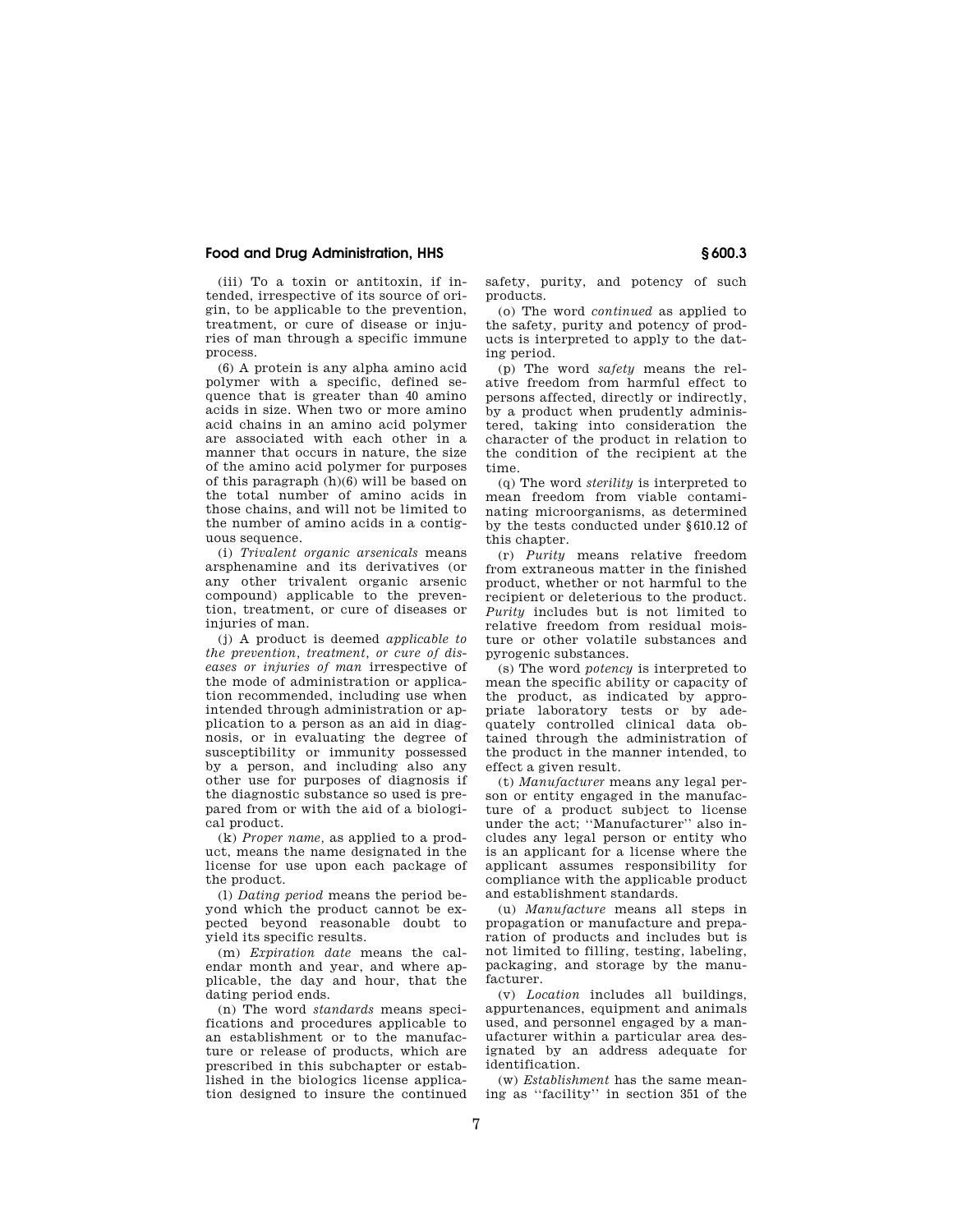(iii) To a toxin or antitoxin, if intended, irrespective of its source of origin, to be applicable to the prevention, treatment, or cure of disease or injuries of man through a specific immune process.

(6) A protein is any alpha amino acid polymer with a specific, defined sequence that is greater than 40 amino acids in size. When two or more amino acid chains in an amino acid polymer are associated with each other in a manner that occurs in nature, the size of the amino acid polymer for purposes of this paragraph (h)(6) will be based on the total number of amino acids in those chains, and will not be limited to the number of amino acids in a contiguous sequence.

(i) *Trivalent organic arsenicals* means arsphenamine and its derivatives (or any other trivalent organic arsenic compound) applicable to the prevention, treatment, or cure of diseases or injuries of man.

(j) A product is deemed *applicable to the prevention, treatment, or cure of diseases or injuries of man* irrespective of the mode of administration or application recommended, including use when intended through administration or application to a person as an aid in diagnosis, or in evaluating the degree of susceptibility or immunity possessed by a person, and including also any other use for purposes of diagnosis if the diagnostic substance so used is prepared from or with the aid of a biological product.

(k) *Proper name*, as applied to a product, means the name designated in the license for use upon each package of the product.

(l) *Dating period* means the period beyond which the product cannot be expected beyond reasonable doubt to yield its specific results.

(m) *Expiration date* means the calendar month and year, and where applicable, the day and hour, that the dating period ends.

(n) The word *standards* means specifications and procedures applicable to an establishment or to the manufacture or release of products, which are prescribed in this subchapter or established in the biologics license application designed to insure the continued safety, purity, and potency of such products.

(o) The word *continued* as applied to the safety, purity and potency of products is interpreted to apply to the dating period.

(p) The word *safety* means the relative freedom from harmful effect to persons affected, directly or indirectly, by a product when prudently administered, taking into consideration the character of the product in relation to the condition of the recipient at the time.

(q) The word *sterility* is interpreted to mean freedom from viable contaminating microorganisms, as determined by the tests conducted under §610.12 of this chapter.

(r) *Purity* means relative freedom from extraneous matter in the finished product, whether or not harmful to the recipient or deleterious to the product. *Purity* includes but is not limited to relative freedom from residual moisture or other volatile substances and pyrogenic substances.

(s) The word *potency* is interpreted to mean the specific ability or capacity of the product, as indicated by appropriate laboratory tests or by adequately controlled clinical data obtained through the administration of the product in the manner intended, to effect a given result.

(t) *Manufacturer* means any legal person or entity engaged in the manufacture of a product subject to license under the act; ''Manufacturer'' also includes any legal person or entity who is an applicant for a license where the applicant assumes responsibility for compliance with the applicable product and establishment standards.

(u) *Manufacture* means all steps in propagation or manufacture and preparation of products and includes but is not limited to filling, testing, labeling, packaging, and storage by the manufacturer.

(v) *Location* includes all buildings, appurtenances, equipment and animals used, and personnel engaged by a manufacturer within a particular area designated by an address adequate for identification.

(w) *Establishment* has the same meaning as ''facility'' in section 351 of the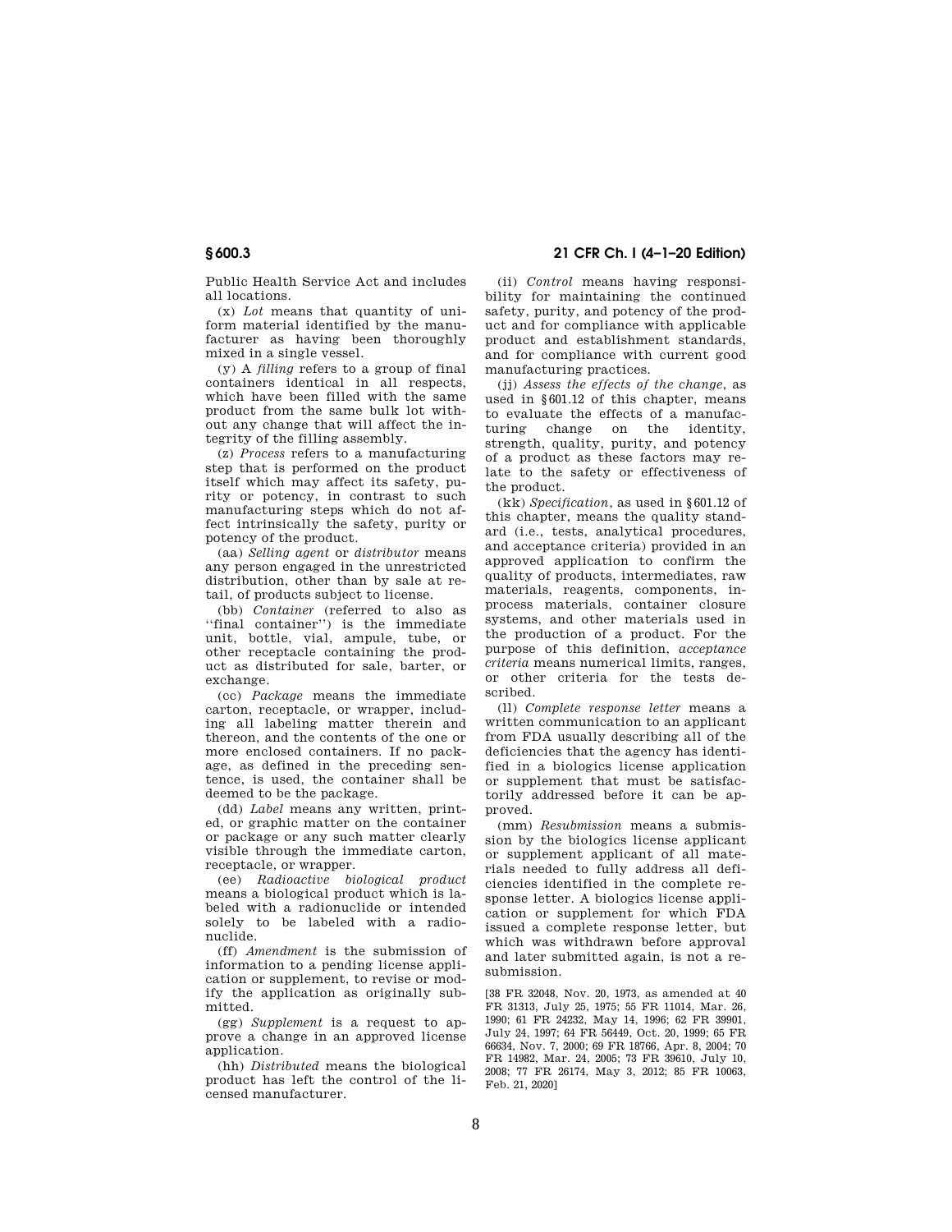Public Health Service Act and includes all locations.

(x) *Lot* means that quantity of uniform material identified by the manufacturer as having been thoroughly mixed in a single vessel.

(y) A *filling* refers to a group of final containers identical in all respects, which have been filled with the same product from the same bulk lot without any change that will affect the integrity of the filling assembly.

(z) *Process* refers to a manufacturing step that is performed on the product itself which may affect its safety, purity or potency, in contrast to such manufacturing steps which do not affect intrinsically the safety, purity or potency of the product.

(aa) *Selling agent* or *distributor* means any person engaged in the unrestricted distribution, other than by sale at retail, of products subject to license.

(bb) *Container* (referred to also as "final container") is the immediate unit, bottle, vial, ampule, tube, or other receptacle containing the product as distributed for sale, barter, or exchange.

(cc) *Package* means the immediate carton, receptacle, or wrapper, including all labeling matter therein and thereon, and the contents of the one or more enclosed containers. If no package, as defined in the preceding sentence, is used, the container shall be deemed to be the package.

(dd) *Label* means any written, printed, or graphic matter on the container or package or any such matter clearly visible through the immediate carton, receptacle, or wrapper.

(ee) *Radioactive biological product* means a biological product which is labeled with a radionuclide or intended solely to be labeled with a radionuclide.

(ff) *Amendment* is the submission of information to a pending license application or supplement, to revise or modify the application as originally submitted.

(gg) *Supplement* is a request to approve a change in an approved license application.

(hh) *Distributed* means the biological product has left the control of the licensed manufacturer.

(ii) *Control* means having responsibility for maintaining the continued safety, purity, and potency of the product and for compliance with applicable product and establishment standards, and for compliance with current good manufacturing practices.

(jj) *Assess the effects of the change*, as used in §601.12 of this chapter, means to evaluate the effects of a manufacturing change on the identity, strength, quality, purity, and potency of a product as these factors may relate to the safety or effectiveness of the product.

(kk) *Specification*, as used in §601.12 of this chapter, means the quality standard (i.e., tests, analytical procedures, and acceptance criteria) provided in an approved application to confirm the quality of products, intermediates, raw materials, reagents, components, in-process materials, container closure systems, and other materials used in the production of a product. For the purpose of this definition, *acceptance criteria* means numerical limits, ranges, or other criteria for the tests described.

(ll) *Complete response letter* means a written communication to an applicant from FDA usually describing all of the deficiencies that the agency has identified in a biologics license application or supplement that must be satisfactorily addressed before it can be approved.

(mm) *Resubmission* means a submission by the biologics license applicant or supplement applicant of all materials needed to fully address all deficiencies identified in the complete response letter. A biologics license application or supplement for which FDA issued a complete response letter, but which was withdrawn before approval and later submitted again, is not a resubmission.

[38 FR 32048, Nov. 20, 1973, as amended at 40 FR 31313, July 25, 1975; 55 FR 11014, Mar. 26, 1990; 61 FR 24232, May 14, 1996; 62 FR 39901, July 24, 1997; 64 FR 56449, Oct. 20, 1999; 65 FR 66634, Nov. 7, 2000; 69 FR 18766, Apr. 8, 2004; 70 FR 14982, Mar. 24, 2005; 73 FR 39610, July 10, 2008; 77 FR 26174, May 3, 2012; 85 FR 10063, Feb. 21, 2020]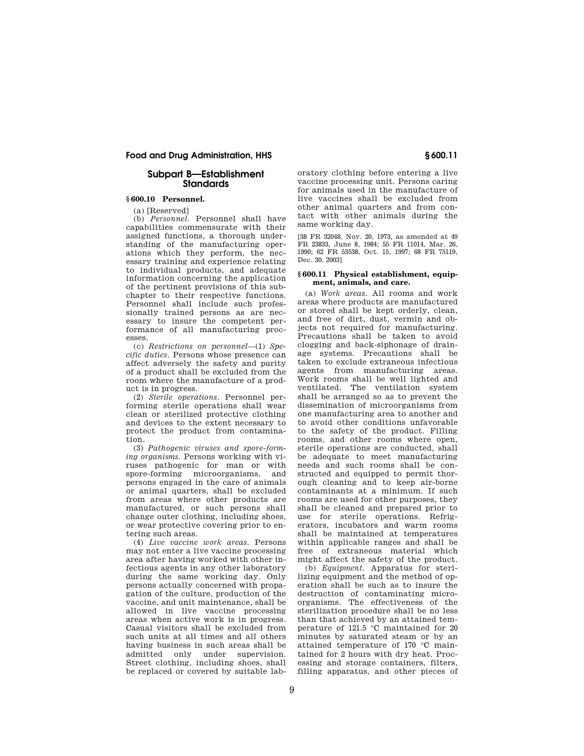## Subpart B—Establishment Standards

### § 600.10 Personnel.

(a) [Reserved]

(b) *Personnel.* Personnel shall have capabilities commensurate with their assigned functions, a thorough understanding of the manufacturing operations which they perform, the necessary training and experience relating to individual products, and adequate information concerning the application of the pertinent provisions of this subchapter to their respective functions. Personnel shall include such professionally trained persons as are necessary to insure the competent performance of all manufacturing processes.

(c) *Restrictions on personnel*—(1) *Specific duties.* Persons whose presence can affect adversely the safety and purity of a product shall be excluded from the room where the manufacture of a product is in progress.

(2) *Sterile operations.* Personnel performing sterile operations shall wear clean or sterilized protective clothing and devices to the extent necessary to protect the product from contamination.

(3) *Pathogenic viruses and spore-forming organisms.* Persons working with viruses pathogenic for man or with spore-forming microorganisms, and persons engaged in the care of animals or animal quarters, shall be excluded from areas where other products are manufactured, or such persons shall change outer clothing, including shoes, or wear protective covering prior to entering such areas.

(4) *Live vaccine work areas.* Persons may not enter a live vaccine processing area after having worked with other infectious agents in any other laboratory during the same working day. Only persons actually concerned with propagation of the culture, production of the vaccine, and unit maintenance, shall be allowed in live vaccine processing areas when active work is in progress. Casual visitors shall be excluded from such units at all times and all others having business in such areas shall be admitted only under supervision. Street clothing, including shoes, shall be replaced or covered by suitable laboratory clothing before entering a live vaccine processing unit. Persons caring for animals used in the manufacture of live vaccines shall be excluded from other animal quarters and from contact with other animals during the same working day.

[38 FR 32048, Nov. 20, 1973, as amended at 49 FR 23833, June 8, 1984; 55 FR 11014, Mar. 26, 1990; 62 FR 53538, Oct. 15, 1997; 68 FR 75119, Dec. 30, 2003]

### § 600.11 Physical establishment, equipment, animals, and care.

(a) *Work areas.* All rooms and work areas where products are manufactured or stored shall be kept orderly, clean, and free of dirt, dust, vermin and objects not required for manufacturing. Precautions shall be taken to avoid clogging and back-siphonage of drainage systems. Precautions shall be taken to exclude extraneous infectious agents from manufacturing areas. Work rooms shall be well lighted and ventilated. The ventilation system shall be arranged so as to prevent the dissemination of microorganisms from one manufacturing area to another and to avoid other conditions unfavorable to the safety of the product. Filling rooms, and other rooms where open, sterile operations are conducted, shall be adequate to meet manufacturing needs and such rooms shall be constructed and equipped to permit thorough cleaning and to keep air-borne contaminants at a minimum. If such rooms are used for other purposes, they shall be cleaned and prepared prior to use for sterile operations. Refrigerators, incubators and warm rooms shall be maintained at temperatures within applicable ranges and shall be free of extraneous material which might affect the safety of the product.

(b) *Equipment.* Apparatus for sterilizing equipment and the method of operation shall be such as to insure the destruction of contaminating microorganisms. The effectiveness of the sterilization procedure shall be no less than that achieved by an attained temperature of 121.5 °C maintained for 20 minutes by saturated steam or by an attained temperature of 170 °C maintained for 2 hours with dry heat. Processing and storage containers, filters, filling apparatus, and other pieces of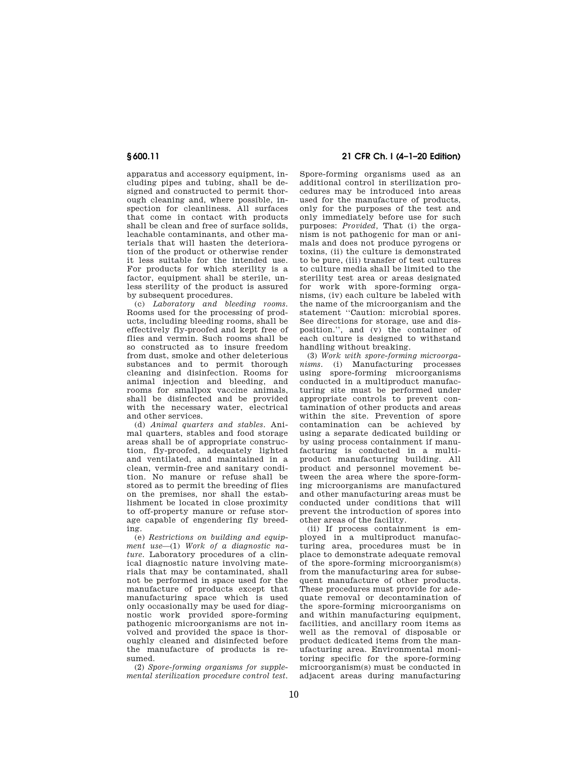apparatus and accessory equipment, including pipes and tubing, shall be designed and constructed to permit thorough cleaning and, where possible, inspection for cleanliness. All surfaces that come in contact with products shall be clean and free of surface solids, leachable contaminants, and other materials that will hasten the deterioration of the product or otherwise render it less suitable for the intended use. For products for which sterility is a factor, equipment shall be sterile, unless sterility of the product is assured by subsequent procedures.

(c) *Laboratory and bleeding rooms.* Rooms used for the processing of products, including bleeding rooms, shall be effectively fly-proofed and kept free of flies and vermin. Such rooms shall be so constructed as to insure freedom from dust, smoke and other deleterious substances and to permit thorough cleaning and disinfection. Rooms for animal injection and bleeding, and rooms for smallpox vaccine animals, shall be disinfected and be provided with the necessary water, electrical and other services.

(d) *Animal quarters and stables.* Animal quarters, stables and food storage areas shall be of appropriate construction, fly-proofed, adequately lighted and ventilated, and maintained in a clean, vermin-free and sanitary condition. No manure or refuse shall be stored as to permit the breeding of flies on the premises, nor shall the establishment be located in close proximity to off-property manure or refuse storage capable of engendering fly breeding.

(e) *Restrictions on building and equipment use*—(1) *Work of a diagnostic nature.* Laboratory procedures of a clinical diagnostic nature involving materials that may be contaminated, shall not be performed in space used for the manufacture of products except that manufacturing space which is used only occasionally may be used for diagnostic work provided spore-forming pathogenic microorganisms are not involved and provided the space is thoroughly cleaned and disinfected before the manufacture of products is resumed.

(2) *Spore-forming organisms for supplemental sterilization procedure control test.* Spore-forming organisms used as an additional control in sterilization procedures may be introduced into areas used for the manufacture of products, only for the purposes of the test and only immediately before use for such purposes: *Provided,* That (i) the organism is not pathogenic for man or animals and does not produce pyrogens or toxins, (ii) the culture is demonstrated to be pure, (iii) transfer of test cultures to culture media shall be limited to the sterility test area or areas designated for work with spore-forming organisms, (iv) each culture be labeled with the name of the microorganism and the statement ''Caution: microbial spores. See directions for storage, use and disposition.'', and (v) the container of each culture is designed to withstand handling without breaking.

(3) *Work with spore-forming microorganisms.* (i) Manufacturing processes using spore-forming microorganisms conducted in a multiproduct manufacturing site must be performed under appropriate controls to prevent contamination of other products and areas within the site. Prevention of spore contamination can be achieved by using a separate dedicated building or by using process containment if manufacturing is conducted in a multiproduct manufacturing building. All product and personnel movement between the area where the spore-forming microorganisms are manufactured and other manufacturing areas must be conducted under conditions that will prevent the introduction of spores into other areas of the facility.

(ii) If process containment is employed in a multiproduct manufacturing area, procedures must be in place to demonstrate adequate removal of the spore-forming microorganism(s) from the manufacturing area for subsequent manufacture of other products. These procedures must provide for adequate removal or decontamination of the spore-forming microorganisms on and within manufacturing equipment, facilities, and ancillary room items as well as the removal of disposable or product dedicated items from the manufacturing area. Environmental monitoring specific for the spore-forming microorganism(s) must be conducted in adjacent areas during manufacturing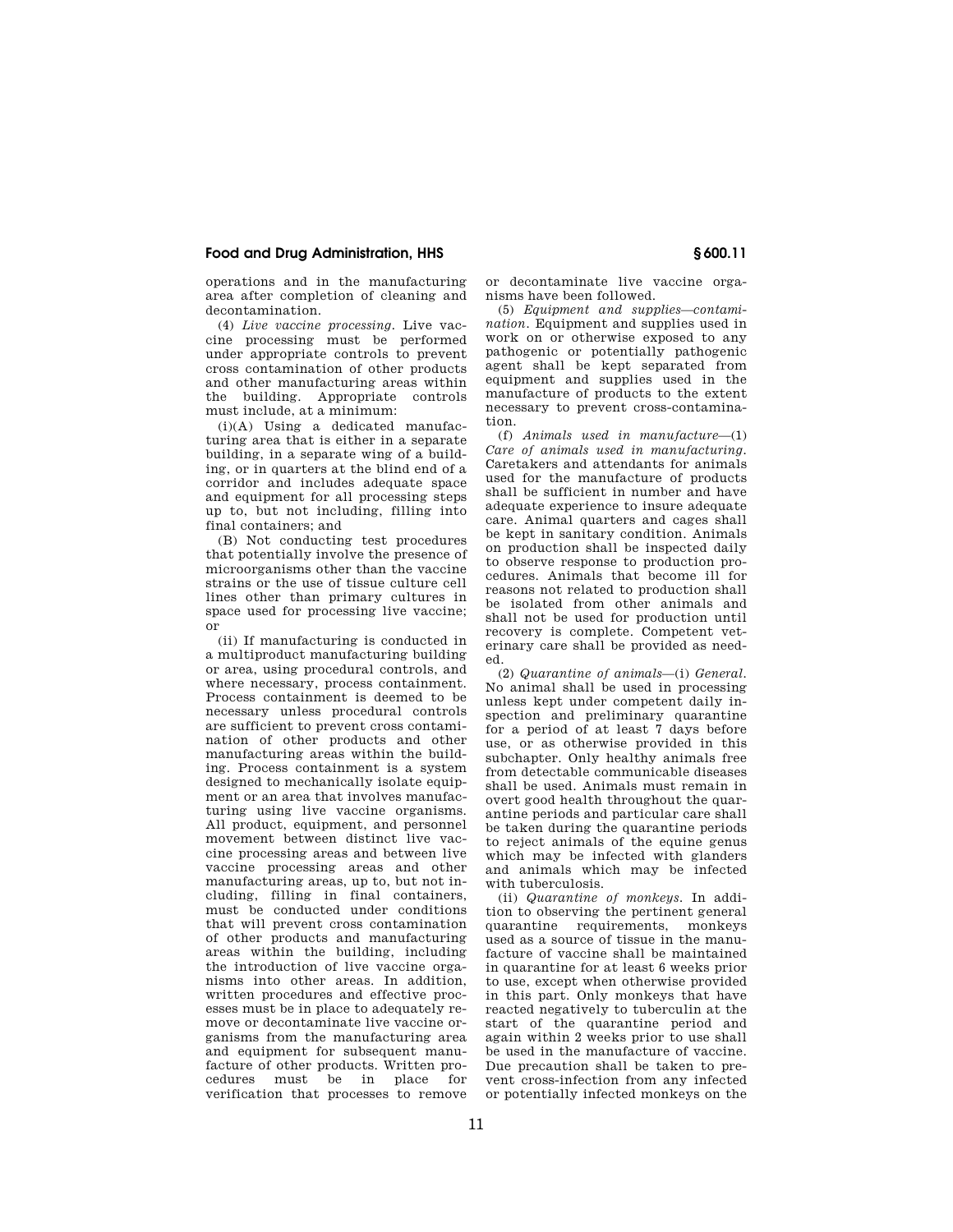operations and in the manufacturing area after completion of cleaning and decontamination.

(4) *Live vaccine processing.* Live vaccine processing must be performed under appropriate controls to prevent cross contamination of other products and other manufacturing areas within the building. Appropriate controls must include, at a minimum:

(i)(A) Using a dedicated manufacturing area that is either in a separate building, in a separate wing of a building, or in quarters at the blind end of a corridor and includes adequate space and equipment for all processing steps up to, but not including, filling into final containers; and

(B) Not conducting test procedures that potentially involve the presence of microorganisms other than the vaccine strains or the use of tissue culture cell lines other than primary cultures in space used for processing live vaccine; or

(ii) If manufacturing is conducted in a multiproduct manufacturing building or area, using procedural controls, and where necessary, process containment. Process containment is deemed to be necessary unless procedural controls are sufficient to prevent cross contamination of other products and other manufacturing areas within the building. Process containment is a system designed to mechanically isolate equipment or an area that involves manufacturing using live vaccine organisms. All product, equipment, and personnel movement between distinct live vaccine processing areas and between live vaccine processing areas and other manufacturing areas, up to, but not including, filling in final containers, must be conducted under conditions that will prevent cross contamination of other products and manufacturing areas within the building, including the introduction of live vaccine organisms into other areas. In addition, written procedures and effective processes must be in place to adequately remove or decontaminate live vaccine organisms from the manufacturing area and equipment for subsequent manufacture of other products. Written procedures must be in place for verification that processes to remove or decontaminate live vaccine organisms have been followed.

(5) *Equipment and supplies—contamination.* Equipment and supplies used in work on or otherwise exposed to any pathogenic or potentially pathogenic agent shall be kept separated from equipment and supplies used in the manufacture of products to the extent necessary to prevent cross-contamination.

(f) *Animals used in manufacture*—(1) *Care of animals used in manufacturing.* Caretakers and attendants for animals used for the manufacture of products shall be sufficient in number and have adequate experience to insure adequate care. Animal quarters and cages shall be kept in sanitary condition. Animals on production shall be inspected daily to observe response to production procedures. Animals that become ill for reasons not related to production shall be isolated from other animals and shall not be used for production until recovery is complete. Competent veterinary care shall be provided as needed.

(2) *Quarantine of animals*—(i) *General.* No animal shall be used in processing unless kept under competent daily inspection and preliminary quarantine for a period of at least 7 days before use, or as otherwise provided in this subchapter. Only healthy animals free from detectable communicable diseases shall be used. Animals must remain in overt good health throughout the quarantine periods and particular care shall be taken during the quarantine periods to reject animals of the equine genus which may be infected with glanders and animals which may be infected with tuberculosis.

(ii) *Quarantine of monkeys.* In addition to observing the pertinent general quarantine requirements, monkeys used as a source of tissue in the manufacture of vaccine shall be maintained in quarantine for at least 6 weeks prior to use, except when otherwise provided in this part. Only monkeys that have reacted negatively to tuberculin at the start of the quarantine period and again within 2 weeks prior to use shall be used in the manufacture of vaccine. Due precaution shall be taken to prevent cross-infection from any infected or potentially infected monkeys on the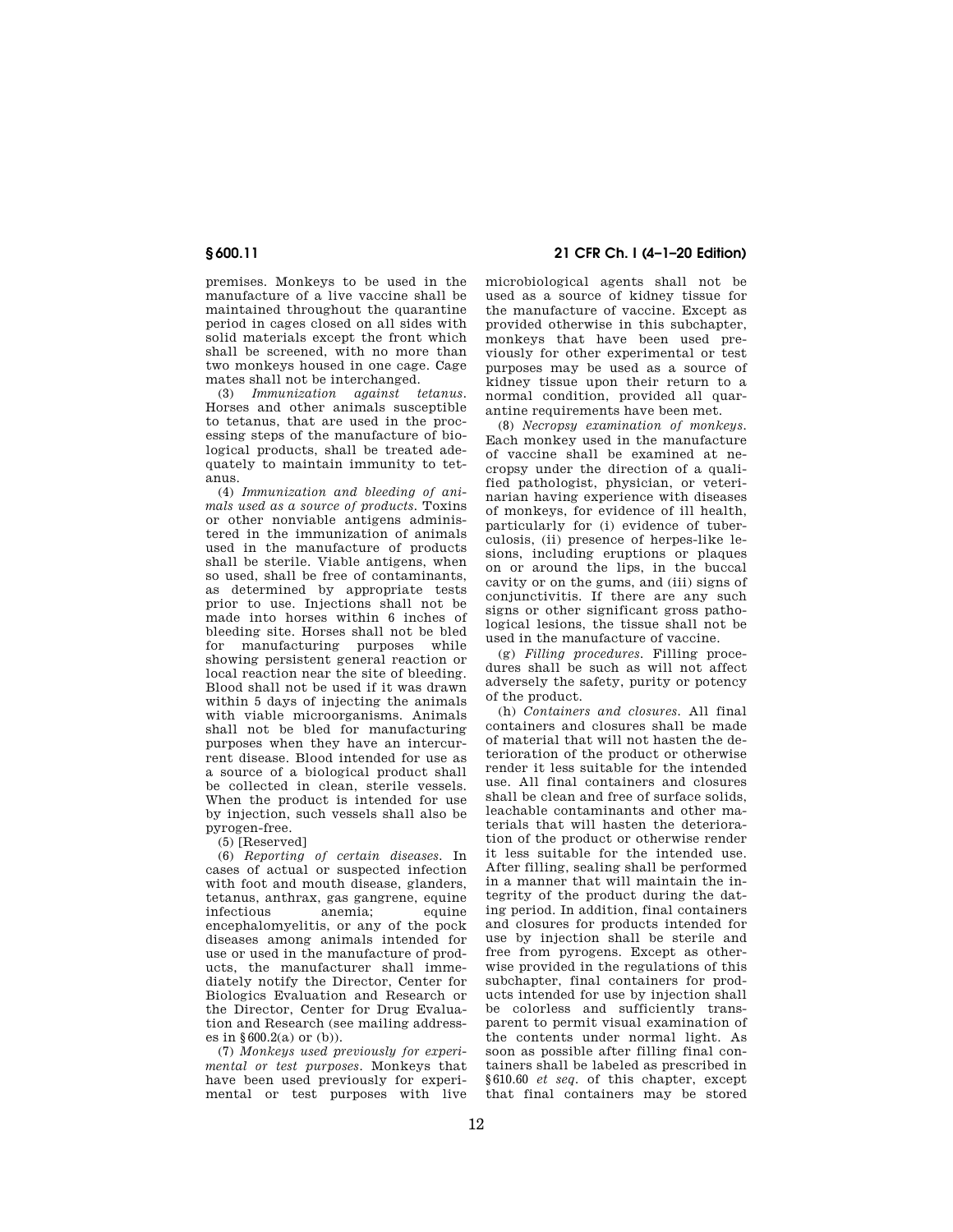premises. Monkeys to be used in the manufacture of a live vaccine shall be maintained throughout the quarantine period in cages closed on all sides with solid materials except the front which shall be screened, with no more than two monkeys housed in one cage. Cage mates shall not be interchanged.

(3) *Immunization against tetanus.* Horses and other animals susceptible to tetanus, that are used in the processing steps of the manufacture of biological products, shall be treated adequately to maintain immunity to tetanus.

(4) *Immunization and bleeding of animals used as a source of products.* Toxins or other nonviable antigens administered in the immunization of animals used in the manufacture of products shall be sterile. Viable antigens, when so used, shall be free of contaminants, as determined by appropriate tests prior to use. Injections shall not be made into horses within 6 inches of bleeding site. Horses shall not be bled for manufacturing purposes while showing persistent general reaction or local reaction near the site of bleeding. Blood shall not be used if it was drawn within 5 days of injecting the animals with viable microorganisms. Animals shall not be bled for manufacturing purposes when they have an intercurrent disease. Blood intended for use as a source of a biological product shall be collected in clean, sterile vessels. When the product is intended for use by injection, such vessels shall also be pyrogen-free.

(5) [Reserved]

(6) *Reporting of certain diseases.* In cases of actual or suspected infection with foot and mouth disease, glanders, tetanus, anthrax, gas gangrene, equine infectious anemia; equine encephalomyelitis, or any of the pock diseases among animals intended for use or used in the manufacture of products, the manufacturer shall immediately notify the Director, Center for Biologics Evaluation and Research or the Director, Center for Drug Evaluation and Research (see mailing addresses in §600.2(a) or (b)).

(7) *Monkeys used previously for experimental or test purposes.* Monkeys that have been used previously for experimental or test purposes with live microbiological agents shall not be used as a source of kidney tissue for the manufacture of vaccine. Except as provided otherwise in this subchapter, monkeys that have been used previously for other experimental or test purposes may be used as a source of kidney tissue upon their return to a normal condition, provided all quarantine requirements have been met.

(8) *Necropsy examination of monkeys.* Each monkey used in the manufacture of vaccine shall be examined at necropsy under the direction of a qualified pathologist, physician, or veterinarian having experience with diseases of monkeys, for evidence of ill health, particularly for (i) evidence of tuberculosis, (ii) presence of herpes-like lesions, including eruptions or plaques on or around the lips, in the buccal cavity or on the gums, and (iii) signs of conjunctivitis. If there are any such signs or other significant gross pathological lesions, the tissue shall not be used in the manufacture of vaccine.

(g) *Filling procedures.* Filling procedures shall be such as will not affect adversely the safety, purity or potency of the product.

(h) *Containers and closures.* All final containers and closures shall be made of material that will not hasten the deterioration of the product or otherwise render it less suitable for the intended use. All final containers and closures shall be clean and free of surface solids, leachable contaminants and other materials that will hasten the deterioration of the product or otherwise render it less suitable for the intended use. After filling, sealing shall be performed in a manner that will maintain the integrity of the product during the dating period. In addition, final containers and closures for products intended for use by injection shall be sterile and free from pyrogens. Except as otherwise provided in the regulations of this subchapter, final containers for products intended for use by injection shall be colorless and sufficiently transparent to permit visual examination of the contents under normal light. As soon as possible after filling final containers shall be labeled as prescribed in §610.60 *et seq.* of this chapter, except that final containers may be stored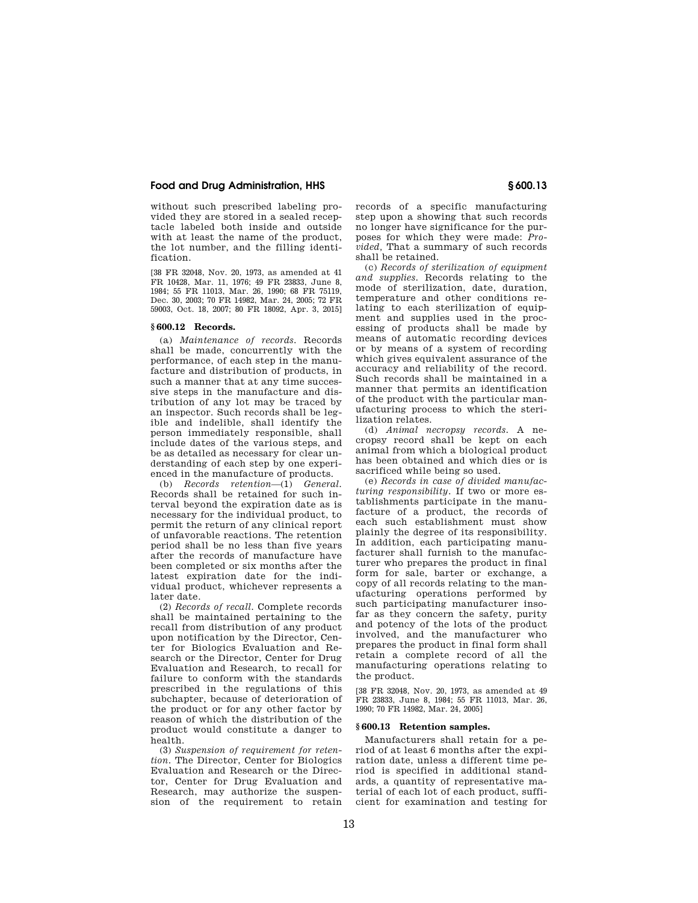without such prescribed labeling provided they are stored in a sealed receptacle labeled both inside and outside with at least the name of the product, the lot number, and the filling identification.

[38 FR 32048, Nov. 20, 1973, as amended at 41 FR 10428, Mar. 11, 1976; 49 FR 23833, June 8, 1984; 55 FR 11013, Mar. 26, 1990; 68 FR 75119, Dec. 30, 2003; 70 FR 14982, Mar. 24, 2005; 72 FR 59003, Oct. 18, 2007; 80 FR 18092, Apr. 3, 2015]

### § 600.12 Records.

(a) *Maintenance of records.* Records shall be made, concurrently with the performance, of each step in the manufacture and distribution of products, in such a manner that at any time successive steps in the manufacture and distribution of any lot may be traced by an inspector. Such records shall be legible and indelible, shall identify the person immediately responsible, shall include dates of the various steps, and be as detailed as necessary for clear understanding of each step by one experienced in the manufacture of products.

(b) *Records retention*—(1) *General.* Records shall be retained for such interval beyond the expiration date as is necessary for the individual product, to permit the return of any clinical report of unfavorable reactions. The retention period shall be no less than five years after the records of manufacture have been completed or six months after the latest expiration date for the individual product, whichever represents a later date.

(2) *Records of recall.* Complete records shall be maintained pertaining to the recall from distribution of any product upon notification by the Director, Center for Biologics Evaluation and Research or the Director, Center for Drug Evaluation and Research, to recall for failure to conform with the standards prescribed in the regulations of this subchapter, because of deterioration of the product or for any other factor by reason of which the distribution of the product would constitute a danger to health.

(3) *Suspension of requirement for retention.* The Director, Center for Biologics Evaluation and Research or the Director, Center for Drug Evaluation and Research, may authorize the suspension of the requirement to retain records of a specific manufacturing step upon a showing that such records no longer have significance for the purposes for which they were made: *Provided,* That a summary of such records shall be retained.

(c) *Records of sterilization of equipment and supplies.* Records relating to the mode of sterilization, date, duration, temperature and other conditions relating to each sterilization of equipment and supplies used in the processing of products shall be made by means of automatic recording devices or by means of a system of recording which gives equivalent assurance of the accuracy and reliability of the record. Such records shall be maintained in a manner that permits an identification of the product with the particular manufacturing process to which the sterilization relates.

(d) *Animal necropsy records.* A necropsy record shall be kept on each animal from which a biological product has been obtained and which dies or is sacrificed while being so used.

(e) *Records in case of divided manufacturing responsibility.* If two or more establishments participate in the manufacture of a product, the records of each such establishment must show plainly the degree of its responsibility. In addition, each participating manufacturer shall furnish to the manufacturer who prepares the product in final form for sale, barter or exchange, a copy of all records relating to the manufacturing operations performed by such participating manufacturer insofar as they concern the safety, purity and potency of the lots of the product involved, and the manufacturer who prepares the product in final form shall retain a complete record of all the manufacturing operations relating to the product.

[38 FR 32048, Nov. 20, 1973, as amended at 49 FR 23833, June 8, 1984; 55 FR 11013, Mar. 26, 1990; 70 FR 14982, Mar. 24, 2005]

### § 600.13 Retention samples.

Manufacturers shall retain for a period of at least 6 months after the expiration date, unless a different time period is specified in additional standards, a quantity of representative material of each lot of each product, sufficient for examination and testing for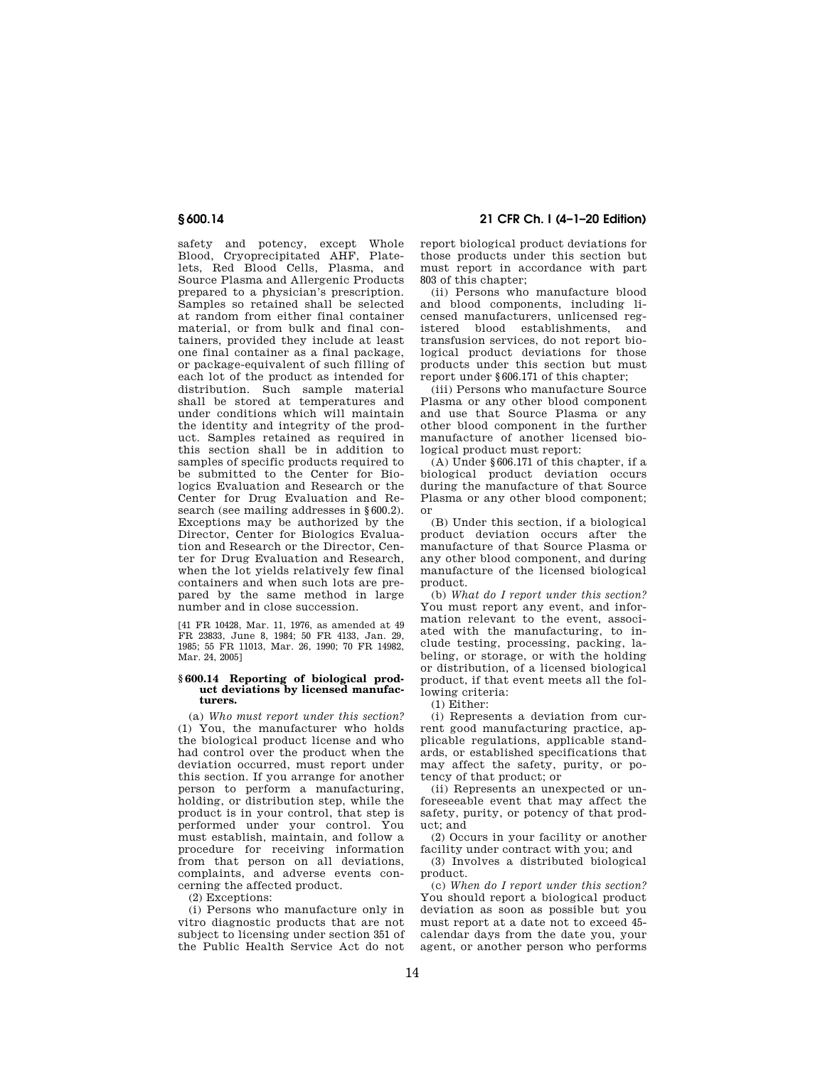safety and potency, except Whole Blood, Cryoprecipitated AHF, Platelets, Red Blood Cells, Plasma, and Source Plasma and Allergenic Products prepared to a physician's prescription. Samples so retained shall be selected at random from either final container material, or from bulk and final containers, provided they include at least one final container as a final package, or package-equivalent of such filling of each lot of the product as intended for distribution. Such sample material shall be stored at temperatures and under conditions which will maintain the identity and integrity of the product. Samples retained as required in this section shall be in addition to samples of specific products required to be submitted to the Center for Biologics Evaluation and Research or the Center for Drug Evaluation and Research (see mailing addresses in §600.2). Exceptions may be authorized by the Director, Center for Biologics Evaluation and Research or the Director, Center for Drug Evaluation and Research, when the lot yields relatively few final containers and when such lots are prepared by the same method in large number and in close succession.

[41 FR 10428, Mar. 11, 1976, as amended at 49 FR 23833, June 8, 1984; 50 FR 4133, Jan. 29, 1985; 55 FR 11013, Mar. 26, 1990; 70 FR 14982, Mar. 24, 2005]

### §600.14 Reporting of biological product deviations by licensed manufacturers.

(a) *Who must report under this section?* (1) You, the manufacturer who holds the biological product license and who had control over the product when the deviation occurred, must report under this section. If you arrange for another person to perform a manufacturing, holding, or distribution step, while the product is in your control, that step is performed under your control. You must establish, maintain, and follow a procedure for receiving information from that person on all deviations, complaints, and adverse events concerning the affected product.

(2) Exceptions:

(i) Persons who manufacture only in vitro diagnostic products that are not subject to licensing under section 351 of the Public Health Service Act do not report biological product deviations for those products under this section but must report in accordance with part 803 of this chapter;

(ii) Persons who manufacture blood and blood components, including licensed manufacturers, unlicensed registered blood establishments, and transfusion services, do not report biological product deviations for those products under this section but must report under §606.171 of this chapter;

(iii) Persons who manufacture Source Plasma or any other blood component and use that Source Plasma or any other blood component in the further manufacture of another licensed biological product must report:

(A) Under §606.171 of this chapter, if a biological product deviation occurs during the manufacture of that Source Plasma or any other blood component; or

(B) Under this section, if a biological product deviation occurs after the manufacture of that Source Plasma or any other blood component, and during manufacture of the licensed biological product.

(b) *What do I report under this section?* You must report any event, and information relevant to the event, associated with the manufacturing, to include testing, processing, packing, labeling, or storage, or with the holding or distribution, of a licensed biological product, if that event meets all the following criteria:

(1) Either:

(i) Represents a deviation from current good manufacturing practice, applicable regulations, applicable standards, or established specifications that may affect the safety, purity, or potency of that product; or

(ii) Represents an unexpected or unforeseeable event that may affect the safety, purity, or potency of that product; and

(2) Occurs in your facility or another facility under contract with you; and

(3) Involves a distributed biological product.

(c) *When do I report under this section?* You should report a biological product deviation as soon as possible but you must report at a date not to exceed 45-calendar days from the date you, your agent, or another person who performs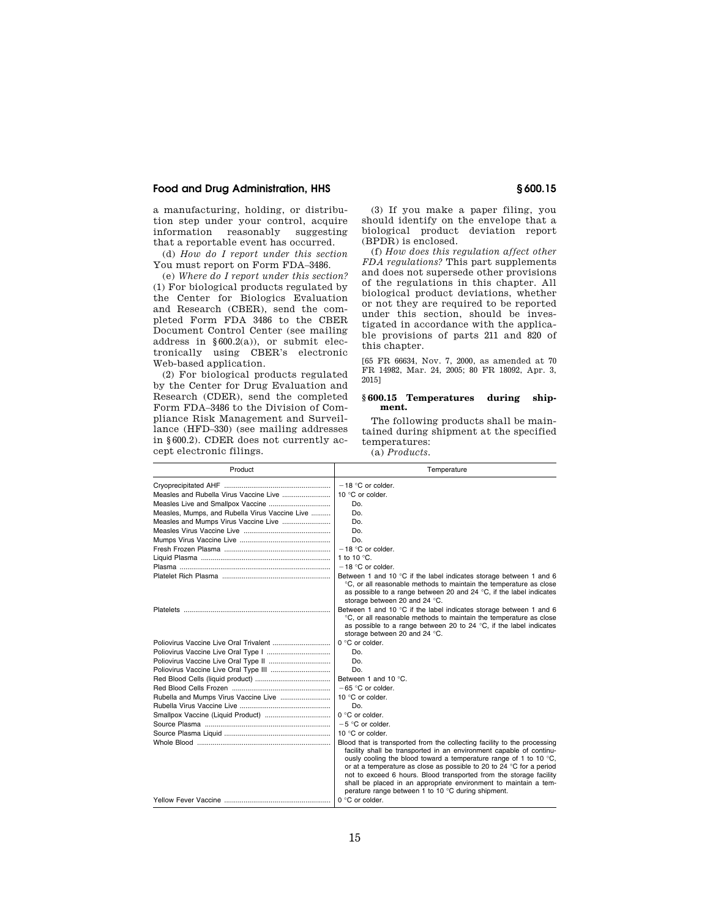a manufacturing, holding, or distribution step under your control, acquire information reasonably suggesting that a reportable event has occurred.

(d) *How do I report under this section* You must report on Form FDA–3486.

(e) *Where do I report under this section?* (1) For biological products regulated by the Center for Biologics Evaluation and Research (CBER), send the completed Form FDA 3486 to the CBER Document Control Center (see mailing address in §600.2(a)), or submit electronically using CBER's electronic Web-based application.

(2) For biological products regulated by the Center for Drug Evaluation and Research (CDER), send the completed Form FDA–3486 to the Division of Compliance Risk Management and Surveillance (HFD–330) (see mailing addresses in §600.2). CDER does not currently accept electronic filings.

(3) If you make a paper filing, you should identify on the envelope that a biological product deviation report (BPDR) is enclosed.

(f) *How does this regulation affect other FDA regulations?* This part supplements and does not supersede other provisions of the regulations in this chapter. All biological product deviations, whether or not they are required to be reported under this section, should be investigated in accordance with the applicable provisions of parts 211 and 820 of this chapter.

[65 FR 66634, Nov. 7, 2000, as amended at 70 FR 14982, Mar. 24, 2005; 80 FR 18092, Apr. 3, 2015]

### §600.15 Temperatures during shipment.

The following products shall be maintained during shipment at the specified temperatures:

(a) *Products.*

| Product | Temperature |
|---|---|
| Cryoprecipitated AHF | −18 °C or colder. |
| Measles and Rubella Virus Vaccine Live | 10 °C or colder. |
| Measles Live and Smallpox Vaccine | Do. |
| Measles, Mumps, and Rubella Virus Vaccine Live | Do. |
| Measles and Mumps Virus Vaccine Live | Do. |
| Measles Virus Vaccine Live | Do. |
| Mumps Virus Vaccine Live | Do. |
| Fresh Frozen Plasma | −18 °C or colder. |
| Liquid Plasma | 1 to 10 °C. |
| Plasma | −18 °C or colder. |
| Platelet Rich Plasma | Between 1 and 10 °C if the label indicates storage between 1 and 6 °C, or all reasonable methods to maintain the temperature as close as possible to a range between 20 and 24 °C, if the label indicates storage between 20 and 24 °C. |
| Platelets | Between 1 and 10 °C if the label indicates storage between 1 and 6 °C, or all reasonable methods to maintain the temperature as close as possible to a range between 20 to 24 °C, if the label indicates storage between 20 and 24 °C. |
| Poliovirus Vaccine Live Oral Trivalent | 0 °C or colder. |
| Poliovirus Vaccine Live Oral Type I | Do. |
| Poliovirus Vaccine Live Oral Type II | Do. |
| Poliovirus Vaccine Live Oral Type III | Do. |
| Red Blood Cells (liquid product) | Between 1 and 10 °C. |
| Red Blood Cells Frozen | −65 °C or colder. |
| Rubella and Mumps Virus Vaccine Live | 10 °C or colder. |
| Rubella Virus Vaccine Live | Do. |
| Smallpox Vaccine (Liquid Product) | 0 °C or colder. |
| Source Plasma | −5 °C or colder. |
| Source Plasma Liquid | 10 °C or colder. |
| Whole Blood | Blood that is transported from the collecting facility to the processing facility shall be transported in an environment capable of continuously cooling the blood toward a temperature range of 1 to 10 °C, or at a temperature as close as possible to 20 to 24 °C for a period not to exceed 6 hours. Blood transported from the storage facility shall be placed in an appropriate environment to maintain a temperature range between 1 to 10 °C during shipment. |
| Yellow Fever Vaccine | 0 °C or colder. |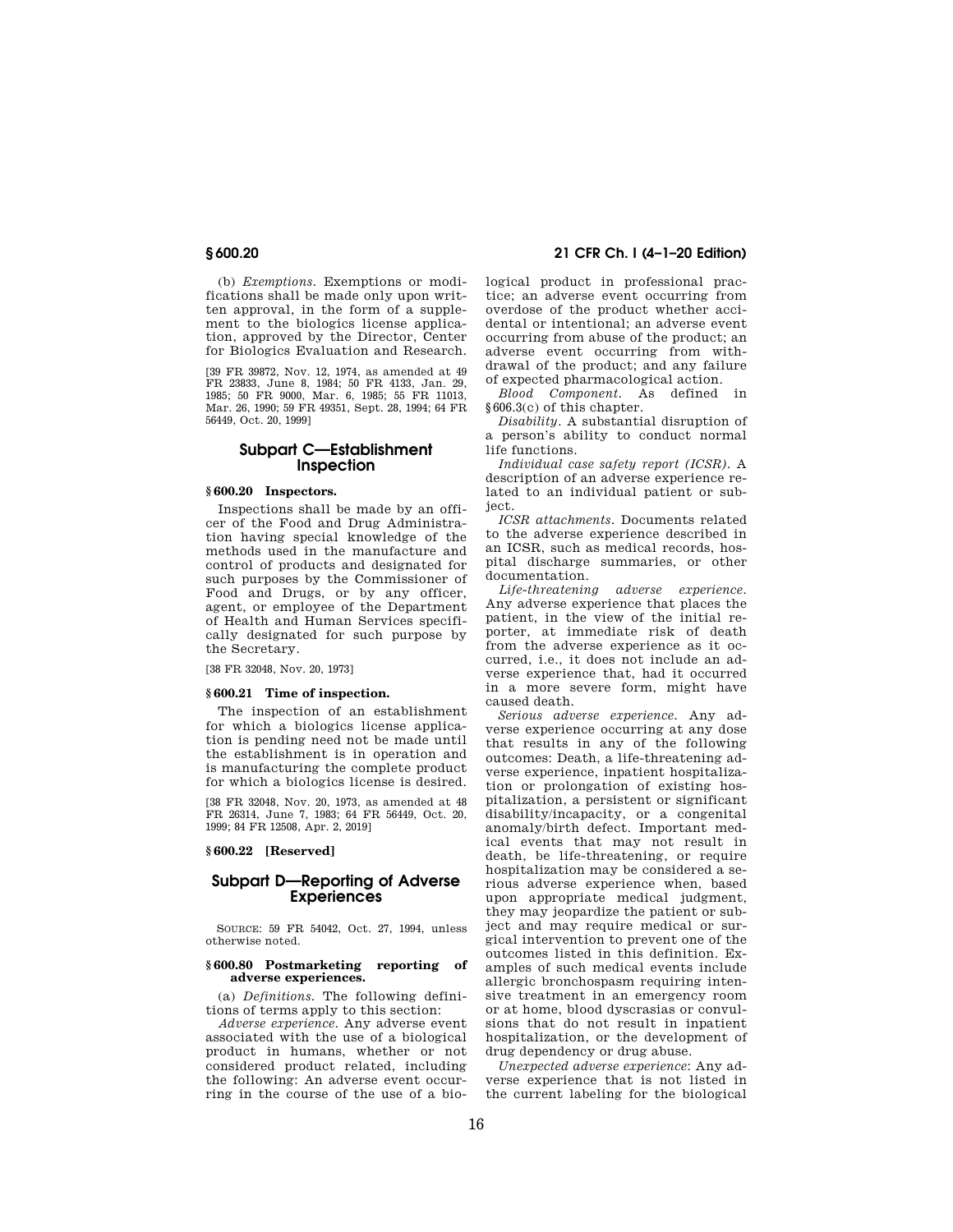(b) *Exemptions.* Exemptions or modifications shall be made only upon written approval, in the form of a supplement to the biologics license application, approved by the Director, Center for Biologics Evaluation and Research.

[39 FR 39872, Nov. 12, 1974, as amended at 49 FR 23833, June 8, 1984; 50 FR 4133, Jan. 29, 1985; 50 FR 9000, Mar. 6, 1985; 55 FR 11013, Mar. 26, 1990; 59 FR 49351, Sept. 28, 1994; 64 FR 56449, Oct. 20, 1999]

## Subpart C—Establishment Inspection

### § 600.20 Inspectors.

Inspections shall be made by an officer of the Food and Drug Administration having special knowledge of the methods used in the manufacture and control of products and designated for such purposes by the Commissioner of Food and Drugs, or by any officer, agent, or employee of the Department of Health and Human Services specifically designated for such purpose by the Secretary.

[38 FR 32048, Nov. 20, 1973]

### § 600.21 Time of inspection.

The inspection of an establishment for which a biologics license application is pending need not be made until the establishment is in operation and is manufacturing the complete product for which a biologics license is desired.

[38 FR 32048, Nov. 20, 1973, as amended at 48 FR 26314, June 7, 1983; 64 FR 56449, Oct. 20, 1999; 84 FR 12508, Apr. 2, 2019]

### § 600.22 [Reserved]

## Subpart D—Reporting of Adverse Experiences

SOURCE: 59 FR 54042, Oct. 27, 1994, unless otherwise noted.

### § 600.80 Postmarketing reporting of adverse experiences.

(a) *Definitions.* The following definitions of terms apply to this section:

*Adverse experience.* Any adverse event associated with the use of a biological product in humans, whether or not considered product related, including the following: An adverse event occurring in the course of the use of a biological product in professional practice; an adverse event occurring from overdose of the product whether accidental or intentional; an adverse event occurring from abuse of the product; an adverse event occurring from withdrawal of the product; and any failure of expected pharmacological action.

*Blood Component.* As defined in §606.3(c) of this chapter.

*Disability.* A substantial disruption of a person's ability to conduct normal life functions.

*Individual case safety report (ICSR).* A description of an adverse experience related to an individual patient or subject.

*ICSR attachments.* Documents related to the adverse experience described in an ICSR, such as medical records, hospital discharge summaries, or other documentation.

*Life-threatening adverse experience.* Any adverse experience that places the patient, in the view of the initial reporter, at immediate risk of death from the adverse experience as it occurred, i.e., it does not include an adverse experience that, had it occurred in a more severe form, might have caused death.

*Serious adverse experience.* Any adverse experience occurring at any dose that results in any of the following outcomes: Death, a life-threatening adverse experience, inpatient hospitalization or prolongation of existing hospitalization, a persistent or significant disability/incapacity, or a congenital anomaly/birth defect. Important medical events that may not result in death, be life-threatening, or require hospitalization may be considered a serious adverse experience when, based upon appropriate medical judgment, they may jeopardize the patient or subject and may require medical or surgical intervention to prevent one of the outcomes listed in this definition. Examples of such medical events include allergic bronchospasm requiring intensive treatment in an emergency room or at home, blood dyscrasias or convulsions that do not result in inpatient hospitalization, or the development of drug dependency or drug abuse.

*Unexpected adverse experience*: Any adverse experience that is not listed in the current labeling for the biological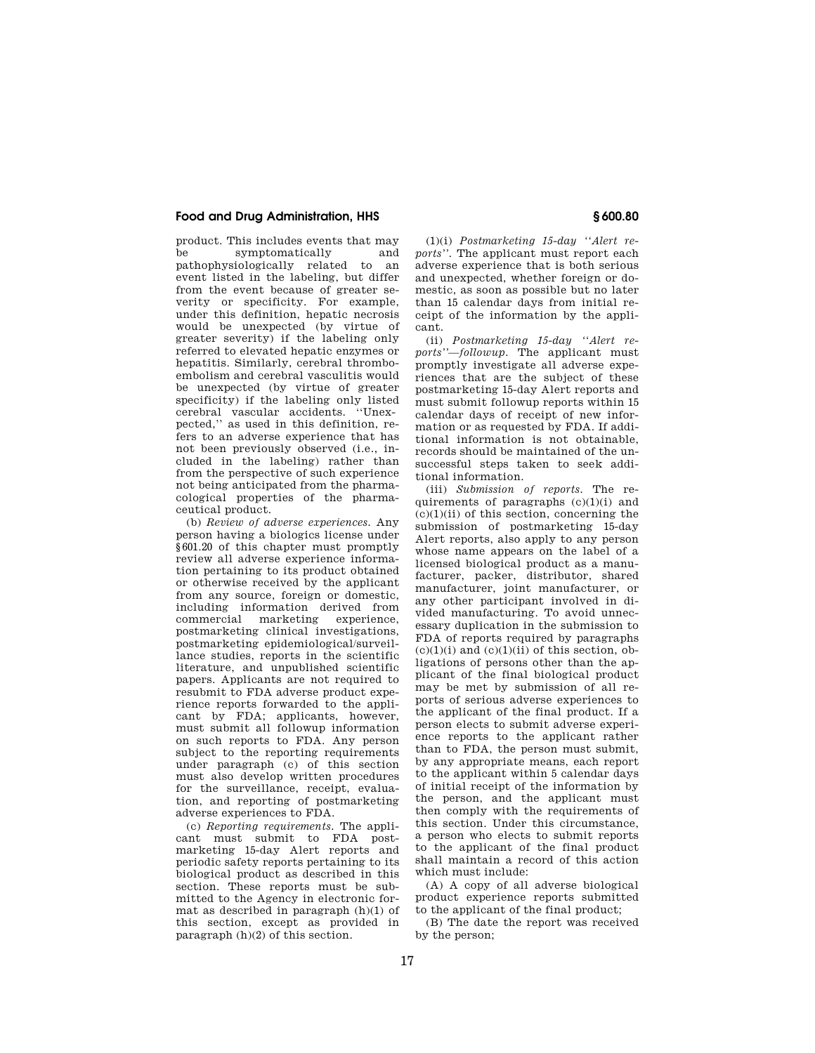product. This includes events that may be symptomatically and pathophysiologically related to an event listed in the labeling, but differ from the event because of greater severity or specificity. For example, under this definition, hepatic necrosis would be unexpected (by virtue of greater severity) if the labeling only referred to elevated hepatic enzymes or hepatitis. Similarly, cerebral thromboembolism and cerebral vasculitis would be unexpected (by virtue of greater specificity) if the labeling only listed cerebral vascular accidents. ''Unexpected,'' as used in this definition, refers to an adverse experience that has not been previously observed (i.e., included in the labeling) rather than from the perspective of such experience not being anticipated from the pharmacological properties of the pharmaceutical product.

(b) *Review of adverse experiences.* Any person having a biologics license under §601.20 of this chapter must promptly review all adverse experience information pertaining to its product obtained or otherwise received by the applicant from any source, foreign or domestic, including information derived from commercial marketing experience, postmarketing clinical investigations, postmarketing epidemiological/surveillance studies, reports in the scientific literature, and unpublished scientific papers. Applicants are not required to resubmit to FDA adverse product experience reports forwarded to the applicant by FDA; applicants, however, must submit all followup information on such reports to FDA. Any person subject to the reporting requirements under paragraph (c) of this section must also develop written procedures for the surveillance, receipt, evaluation, and reporting of postmarketing adverse experiences to FDA.

(c) *Reporting requirements.* The applicant must submit to FDA postmarketing 15-day Alert reports and periodic safety reports pertaining to its biological product as described in this section. These reports must be submitted to the Agency in electronic format as described in paragraph (h)(1) of this section, except as provided in paragraph (h)(2) of this section.

(1)(i) *Postmarketing 15-day ''Alert reports''.* The applicant must report each adverse experience that is both serious and unexpected, whether foreign or domestic, as soon as possible but no later than 15 calendar days from initial receipt of the information by the applicant.

(ii) *Postmarketing 15-day ''Alert reports''—followup.* The applicant must promptly investigate all adverse experiences that are the subject of these postmarketing 15-day Alert reports and must submit followup reports within 15 calendar days of receipt of new information or as requested by FDA. If additional information is not obtainable, records should be maintained of the unsuccessful steps taken to seek additional information.

(iii) *Submission of reports.* The requirements of paragraphs (c)(1)(i) and (c)(1)(ii) of this section, concerning the submission of postmarketing 15-day Alert reports, also apply to any person whose name appears on the label of a licensed biological product as a manufacturer, packer, distributor, shared manufacturer, joint manufacturer, or any other participant involved in divided manufacturing. To avoid unnecessary duplication in the submission to FDA of reports required by paragraphs (c)(1)(i) and (c)(1)(ii) of this section, obligations of persons other than the applicant of the final biological product may be met by submission of all reports of serious adverse experiences to the applicant of the final product. If a person elects to submit adverse experience reports to the applicant rather than to FDA, the person must submit, by any appropriate means, each report to the applicant within 5 calendar days of initial receipt of the information by the person, and the applicant must then comply with the requirements of this section. Under this circumstance, a person who elects to submit reports to the applicant of the final product shall maintain a record of this action which must include:

(A) A copy of all adverse biological product experience reports submitted to the applicant of the final product;

(B) The date the report was received by the person;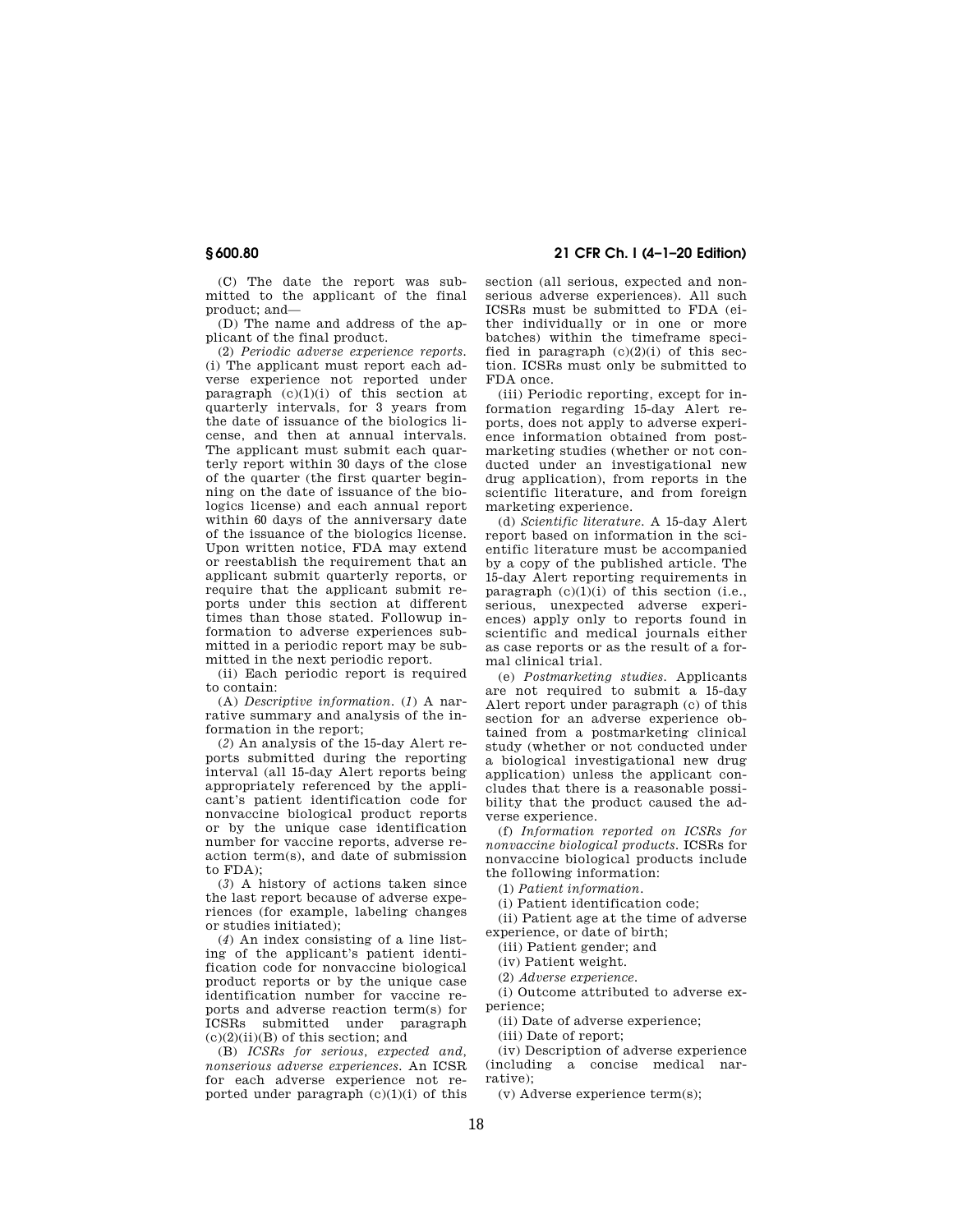(C) The date the report was submitted to the applicant of the final product; and—

(D) The name and address of the applicant of the final product.

(2) *Periodic adverse experience reports.* (i) The applicant must report each adverse experience not reported under paragraph (c)(1)(i) of this section at quarterly intervals, for 3 years from the date of issuance of the biologics license, and then at annual intervals. The applicant must submit each quarterly report within 30 days of the close of the quarter (the first quarter beginning on the date of issuance of the biologics license) and each annual report within 60 days of the anniversary date of the issuance of the biologics license. Upon written notice, FDA may extend or reestablish the requirement that an applicant submit quarterly reports, or require that the applicant submit reports under this section at different times than those stated. Followup information to adverse experiences submitted in a periodic report may be submitted in the next periodic report.

(ii) Each periodic report is required to contain:

(A) *Descriptive information.* (*1*) A narrative summary and analysis of the information in the report;

(*2*) An analysis of the 15-day Alert reports submitted during the reporting interval (all 15-day Alert reports being appropriately referenced by the applicant's patient identification code for nonvaccine biological product reports or by the unique case identification number for vaccine reports, adverse reaction term(s), and date of submission to FDA);

(*3*) A history of actions taken since the last report because of adverse experiences (for example, labeling changes or studies initiated);

(*4*) An index consisting of a line listing of the applicant's patient identification code for nonvaccine biological product reports or by the unique case identification number for vaccine reports and adverse reaction term(s) for ICSRs submitted under paragraph (c)(2)(ii)(B) of this section; and

(B) *ICSRs for serious, expected and, nonserious adverse experiences.* An ICSR for each adverse experience not reported under paragraph (c)(1)(i) of this section (all serious, expected and nonserious adverse experiences). All such ICSRs must be submitted to FDA (either individually or in one or more batches) within the timeframe specified in paragraph (c)(2)(i) of this section. ICSRs must only be submitted to FDA once.

(iii) Periodic reporting, except for information regarding 15-day Alert reports, does not apply to adverse experience information obtained from postmarketing studies (whether or not conducted under an investigational new drug application), from reports in the scientific literature, and from foreign marketing experience.

(d) *Scientific literature.* A 15-day Alert report based on information in the scientific literature must be accompanied by a copy of the published article. The 15-day Alert reporting requirements in paragraph (c)(1)(i) of this section (i.e., serious, unexpected adverse experiences) apply only to reports found in scientific and medical journals either as case reports or as the result of a formal clinical trial.

(e) *Postmarketing studies.* Applicants are not required to submit a 15-day Alert report under paragraph (c) of this section for an adverse experience obtained from a postmarketing clinical study (whether or not conducted under a biological investigational new drug application) unless the applicant concludes that there is a reasonable possibility that the product caused the adverse experience.

(f) *Information reported on ICSRs for nonvaccine biological products.* ICSRs for nonvaccine biological products include the following information:

(1) *Patient information.*

(i) Patient identification code;

(ii) Patient age at the time of adverse experience, or date of birth;

(iii) Patient gender; and

(iv) Patient weight.

(2) *Adverse experience.*

(i) Outcome attributed to adverse experience;

(ii) Date of adverse experience;

(iii) Date of report;

(iv) Description of adverse experience (including a concise medical narrative);

(v) Adverse experience term(s);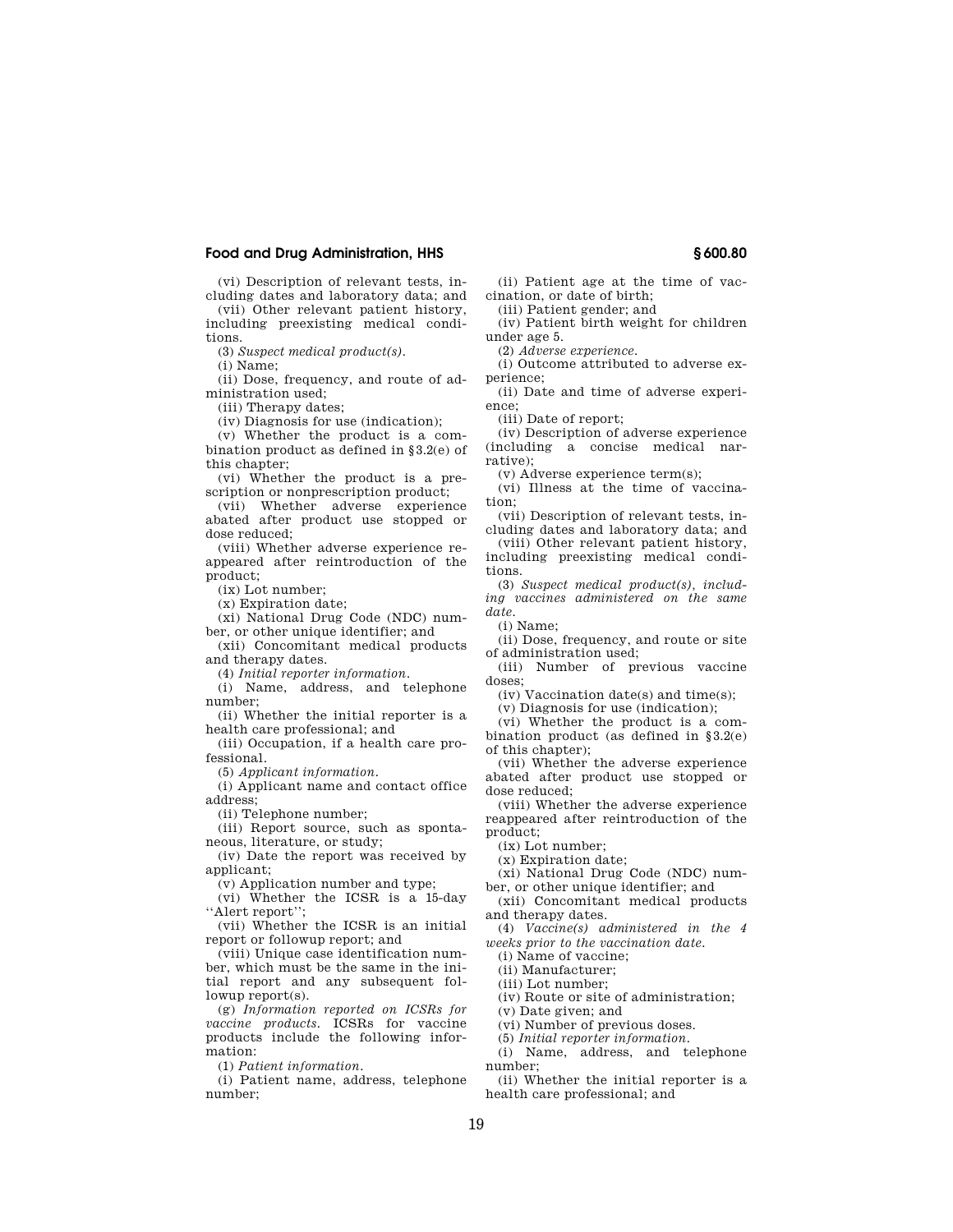(vi) Description of relevant tests, including dates and laboratory data; and

(vii) Other relevant patient history, including preexisting medical conditions.

(3) *Suspect medical product(s).*

(i) Name;

(ii) Dose, frequency, and route of administration used;

(iii) Therapy dates;

(iv) Diagnosis for use (indication);

(v) Whether the product is a combination product as defined in §3.2(e) of this chapter;

(vi) Whether the product is a prescription or nonprescription product;

(vii) Whether adverse experience abated after product use stopped or dose reduced;

(viii) Whether adverse experience reappeared after reintroduction of the product;

(ix) Lot number;

(x) Expiration date;

(xi) National Drug Code (NDC) number, or other unique identifier; and

(xii) Concomitant medical products and therapy dates.

(4) *Initial reporter information.*

(i) Name, address, and telephone number;

(ii) Whether the initial reporter is a health care professional; and

(iii) Occupation, if a health care professional.

(5) *Applicant information.*

(i) Applicant name and contact office address;

(ii) Telephone number;

(iii) Report source, such as spontaneous, literature, or study;

(iv) Date the report was received by applicant;

(v) Application number and type;

(vi) Whether the ICSR is a 15-day "Alert report";

(vii) Whether the ICSR is an initial report or followup report; and

(viii) Unique case identification number, which must be the same in the initial report and any subsequent followup report(s).

(g) *Information reported on ICSRs for vaccine products.* ICSRs for vaccine products include the following information:

(1) *Patient information.*

(i) Patient name, address, telephone number;

(ii) Patient age at the time of vaccination, or date of birth;

(iii) Patient gender; and

(iv) Patient birth weight for children under age 5.

(2) *Adverse experience.*

(i) Outcome attributed to adverse experience;

(ii) Date and time of adverse experience;

(iii) Date of report;

(iv) Description of adverse experience (including a concise medical narrative);

(v) Adverse experience term(s);

(vi) Illness at the time of vaccination;

(vii) Description of relevant tests, including dates and laboratory data; and

(viii) Other relevant patient history, including preexisting medical conditions.

(3) *Suspect medical product(s), including vaccines administered on the same date.*

(i) Name;

(ii) Dose, frequency, and route or site of administration used;

(iii) Number of previous vaccine doses;

(iv) Vaccination date(s) and time(s);

(v) Diagnosis for use (indication);

(vi) Whether the product is a combination product (as defined in §3.2(e) of this chapter);

(vii) Whether the adverse experience abated after product use stopped or dose reduced;

(viii) Whether the adverse experience reappeared after reintroduction of the product;

(ix) Lot number;

(x) Expiration date;

(xi) National Drug Code (NDC) number, or other unique identifier; and

(xii) Concomitant medical products and therapy dates.

(4) *Vaccine(s) administered in the 4 weeks prior to the vaccination date.*

(i) Name of vaccine;

(ii) Manufacturer;

(iii) Lot number;

(iv) Route or site of administration;

(v) Date given; and

(vi) Number of previous doses.

(5) *Initial reporter information.*

(i) Name, address, and telephone number;

(ii) Whether the initial reporter is a health care professional; and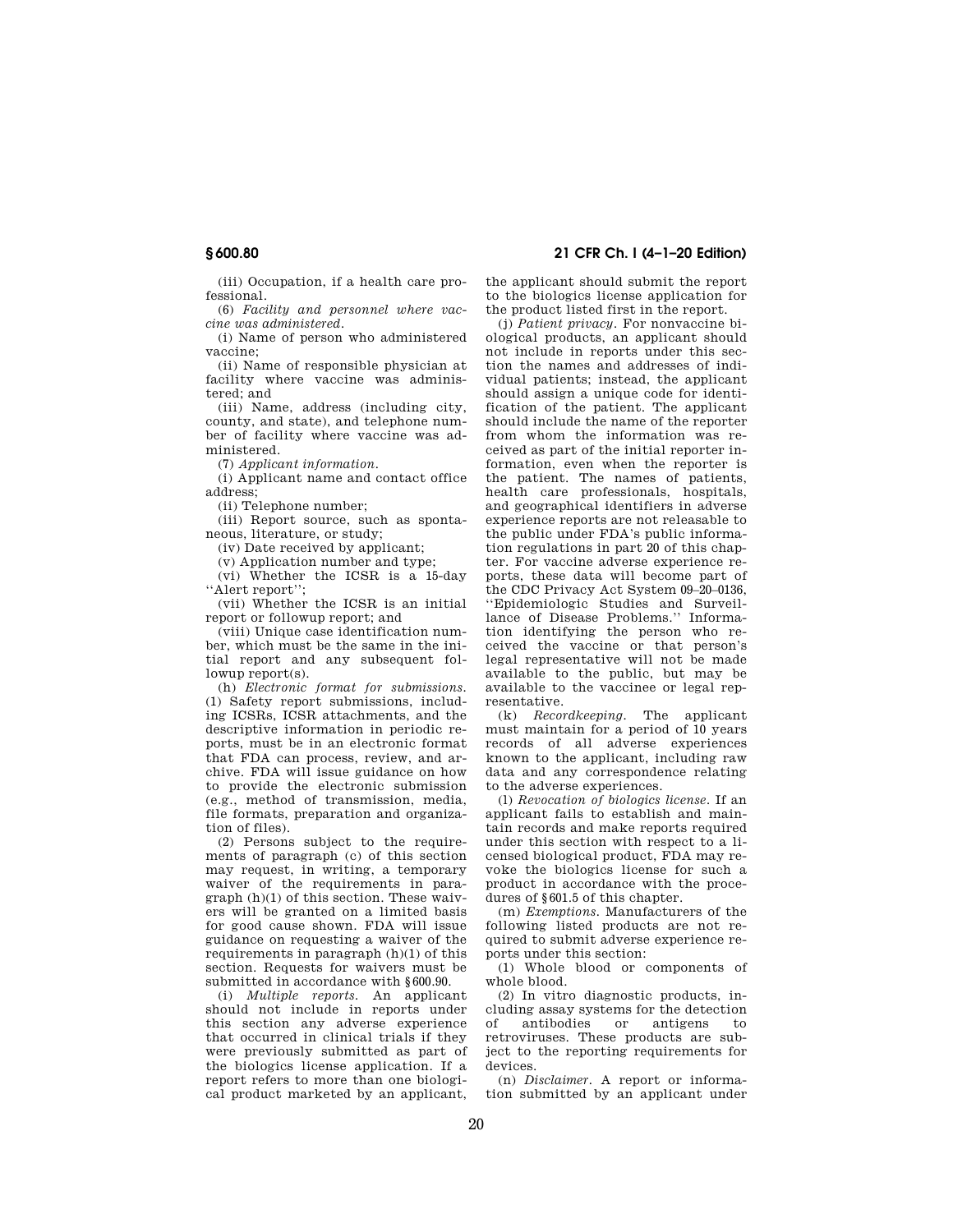(iii) Occupation, if a health care professional.

(6) *Facility and personnel where vaccine was administered.*

(i) Name of person who administered vaccine;

(ii) Name of responsible physician at facility where vaccine was administered; and

(iii) Name, address (including city, county, and state), and telephone number of facility where vaccine was administered.

(7) *Applicant information.*

(i) Applicant name and contact office address;

(ii) Telephone number;

(iii) Report source, such as spontaneous, literature, or study;

(iv) Date received by applicant;

(v) Application number and type;

(vi) Whether the ICSR is a 15-day "Alert report";

(vii) Whether the ICSR is an initial report or followup report; and

(viii) Unique case identification number, which must be the same in the initial report and any subsequent followup report(s).

(h) *Electronic format for submissions.* (1) Safety report submissions, including ICSRs, ICSR attachments, and the descriptive information in periodic reports, must be in an electronic format that FDA can process, review, and archive. FDA will issue guidance on how to provide the electronic submission (e.g., method of transmission, media, file formats, preparation and organization of files).

(2) Persons subject to the requirements of paragraph (c) of this section may request, in writing, a temporary waiver of the requirements in paragraph (h)(1) of this section. These waivers will be granted on a limited basis for good cause shown. FDA will issue guidance on requesting a waiver of the requirements in paragraph (h)(1) of this section. Requests for waivers must be submitted in accordance with §600.90.

(i) *Multiple reports.* An applicant should not include in reports under this section any adverse experience that occurred in clinical trials if they were previously submitted as part of the biologics license application. If a report refers to more than one biological product marketed by an applicant, the applicant should submit the report to the biologics license application for the product listed first in the report.

(j) *Patient privacy.* For nonvaccine biological products, an applicant should not include in reports under this section the names and addresses of individual patients; instead, the applicant should assign a unique code for identification of the patient. The applicant should include the name of the reporter from whom the information was received as part of the initial reporter information, even when the reporter is the patient. The names of patients, health care professionals, hospitals, and geographical identifiers in adverse experience reports are not releasable to the public under FDA's public information regulations in part 20 of this chapter. For vaccine adverse experience reports, these data will become part of the CDC Privacy Act System 09–20–0136, "Epidemiologic Studies and Surveillance of Disease Problems." Information identifying the person who received the vaccine or that person's legal representative will not be made available to the public, but may be available to the vaccinee or legal representative.

(k) *Recordkeeping.* The applicant must maintain for a period of 10 years records of all adverse experiences known to the applicant, including raw data and any correspondence relating to the adverse experiences.

(l) *Revocation of biologics license.* If an applicant fails to establish and maintain records and make reports required under this section with respect to a licensed biological product, FDA may revoke the biologics license for such a product in accordance with the procedures of §601.5 of this chapter.

(m) *Exemptions.* Manufacturers of the following listed products are not required to submit adverse experience reports under this section:

(1) Whole blood or components of whole blood.

(2) In vitro diagnostic products, including assay systems for the detection of antibodies or antigens to retroviruses. These products are subject to the reporting requirements for devices.

(n) *Disclaimer.* A report or information submitted by an applicant under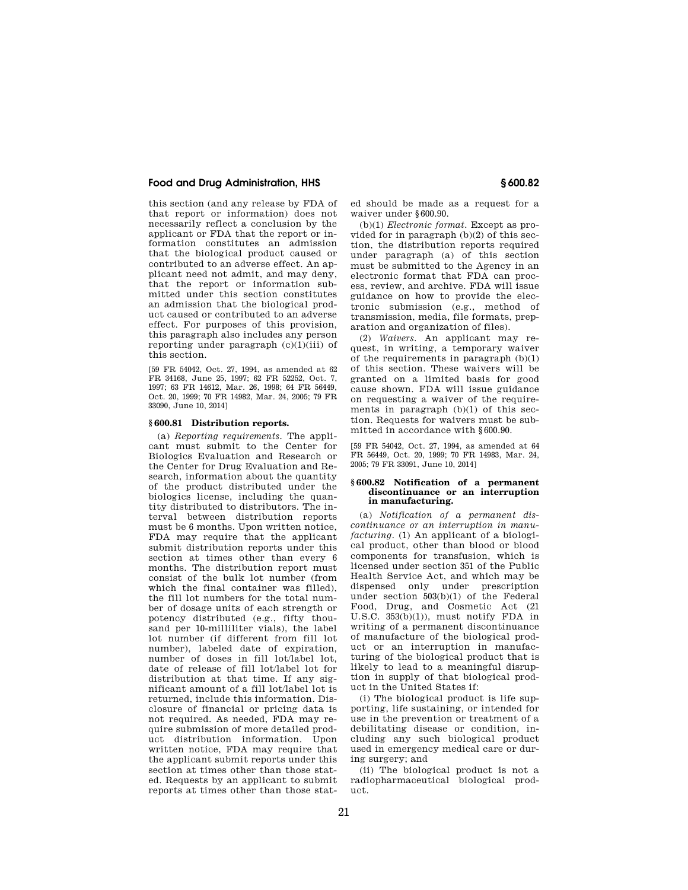this section (and any release by FDA of that report or information) does not necessarily reflect a conclusion by the applicant or FDA that the report or information constitutes an admission that the biological product caused or contributed to an adverse effect. An applicant need not admit, and may deny, that the report or information submitted under this section constitutes an admission that the biological product caused or contributed to an adverse effect. For purposes of this provision, this paragraph also includes any person reporting under paragraph (c)(1)(iii) of this section.

[59 FR 54042, Oct. 27, 1994, as amended at 62 FR 34168, June 25, 1997; 62 FR 52252, Oct. 7, 1997; 63 FR 14612, Mar. 26, 1998; 64 FR 56449, Oct. 20, 1999; 70 FR 14982, Mar. 24, 2005; 79 FR 33090, June 10, 2014]

### § 600.81 Distribution reports.

(a) *Reporting requirements.* The applicant must submit to the Center for Biologics Evaluation and Research or the Center for Drug Evaluation and Research, information about the quantity of the product distributed under the biologics license, including the quantity distributed to distributors. The interval between distribution reports must be 6 months. Upon written notice, FDA may require that the applicant submit distribution reports under this section at times other than every 6 months. The distribution report must consist of the bulk lot number (from which the final container was filled), the fill lot numbers for the total number of dosage units of each strength or potency distributed (e.g., fifty thousand per 10-milliliter vials), the label lot number (if different from fill lot number), labeled date of expiration, number of doses in fill lot/label lot, date of release of fill lot/label lot for distribution at that time. If any significant amount of a fill lot/label lot is returned, include this information. Disclosure of financial or pricing data is not required. As needed, FDA may require submission of more detailed product distribution information. Upon written notice, FDA may require that the applicant submit reports under this section at times other than those stated. Requests by an applicant to submit reports at times other than those stated should be made as a request for a waiver under § 600.90.

(b)(1) *Electronic format.* Except as provided for in paragraph (b)(2) of this section, the distribution reports required under paragraph (a) of this section must be submitted to the Agency in an electronic format that FDA can process, review, and archive. FDA will issue guidance on how to provide the electronic submission (e.g., method of transmission, media, file formats, preparation and organization of files).

(2) *Waivers.* An applicant may request, in writing, a temporary waiver of the requirements in paragraph (b)(1) of this section. These waivers will be granted on a limited basis for good cause shown. FDA will issue guidance on requesting a waiver of the requirements in paragraph (b)(1) of this section. Requests for waivers must be submitted in accordance with § 600.90.

[59 FR 54042, Oct. 27, 1994, as amended at 64 FR 56449, Oct. 20, 1999; 70 FR 14983, Mar. 24, 2005; 79 FR 33091, June 10, 2014]

### § 600.82 Notification of a permanent discontinuance or an interruption in manufacturing.

(a) *Notification of a permanent discontinuance or an interruption in manufacturing.* (1) An applicant of a biological product, other than blood or blood components for transfusion, which is licensed under section 351 of the Public Health Service Act, and which may be dispensed only under prescription under section 503(b)(1) of the Federal Food, Drug, and Cosmetic Act (21 U.S.C. 353(b)(1)), must notify FDA in writing of a permanent discontinuance of manufacture of the biological product or an interruption in manufacturing of the biological product that is likely to lead to a meaningful disruption in supply of that biological product in the United States if:

(i) The biological product is life supporting, life sustaining, or intended for use in the prevention or treatment of a debilitating disease or condition, including any such biological product used in emergency medical care or during surgery; and

(ii) The biological product is not a radiopharmaceutical biological product.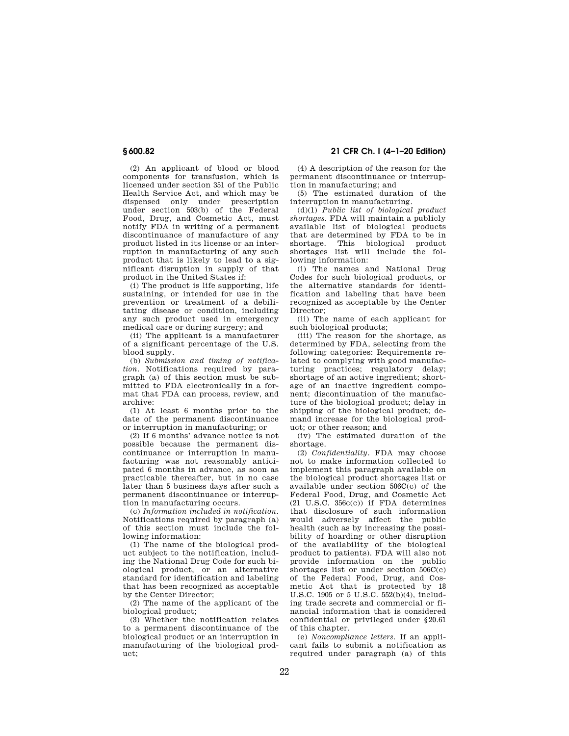(2) An applicant of blood or blood components for transfusion, which is licensed under section 351 of the Public Health Service Act, and which may be dispensed only under prescription under section 503(b) of the Federal Food, Drug, and Cosmetic Act, must notify FDA in writing of a permanent discontinuance of manufacture of any product listed in its license or an interruption in manufacturing of any such product that is likely to lead to a significant disruption in supply of that product in the United States if:

(i) The product is life supporting, life sustaining, or intended for use in the prevention or treatment of a debilitating disease or condition, including any such product used in emergency medical care or during surgery; and

(ii) The applicant is a manufacturer of a significant percentage of the U.S. blood supply.

(b) *Submission and timing of notification.* Notifications required by paragraph (a) of this section must be submitted to FDA electronically in a format that FDA can process, review, and archive:

(1) At least 6 months prior to the date of the permanent discontinuance or interruption in manufacturing; or

(2) If 6 months' advance notice is not possible because the permanent discontinuance or interruption in manufacturing was not reasonably anticipated 6 months in advance, as soon as practicable thereafter, but in no case later than 5 business days after such a permanent discontinuance or interruption in manufacturing occurs.

(c) *Information included in notification.* Notifications required by paragraph (a) of this section must include the following information:

(1) The name of the biological product subject to the notification, including the National Drug Code for such biological product, or an alternative standard for identification and labeling that has been recognized as acceptable by the Center Director;

(2) The name of the applicant of the biological product;

(3) Whether the notification relates to a permanent discontinuance of the biological product or an interruption in manufacturing of the biological product;

(4) A description of the reason for the permanent discontinuance or interruption in manufacturing; and

(5) The estimated duration of the interruption in manufacturing.

(d)(1) *Public list of biological product shortages.* FDA will maintain a publicly available list of biological products that are determined by FDA to be in shortage. This biological product shortages list will include the following information:

(i) The names and National Drug Codes for such biological products, or the alternative standards for identification and labeling that have been recognized as acceptable by the Center Director;

(ii) The name of each applicant for such biological products;

(iii) The reason for the shortage, as determined by FDA, selecting from the following categories: Requirements related to complying with good manufacturing practices; regulatory delay; shortage of an active ingredient; shortage of an inactive ingredient component; discontinuation of the manufacture of the biological product; delay in shipping of the biological product; demand increase for the biological product; or other reason; and

(iv) The estimated duration of the shortage.

(2) *Confidentiality.* FDA may choose not to make information collected to implement this paragraph available on the biological product shortages list or available under section 506C(c) of the Federal Food, Drug, and Cosmetic Act (21 U.S.C. 356c(c)) if FDA determines that disclosure of such information would adversely affect the public health (such as by increasing the possibility of hoarding or other disruption of the availability of the biological product to patients). FDA will also not provide information on the public shortages list or under section 506C(c) of the Federal Food, Drug, and Cosmetic Act that is protected by 18 U.S.C. 1905 or 5 U.S.C. 552(b)(4), including trade secrets and commercial or financial information that is considered confidential or privileged under §20.61 of this chapter.

(e) *Noncompliance letters.* If an applicant fails to submit a notification as required under paragraph (a) of this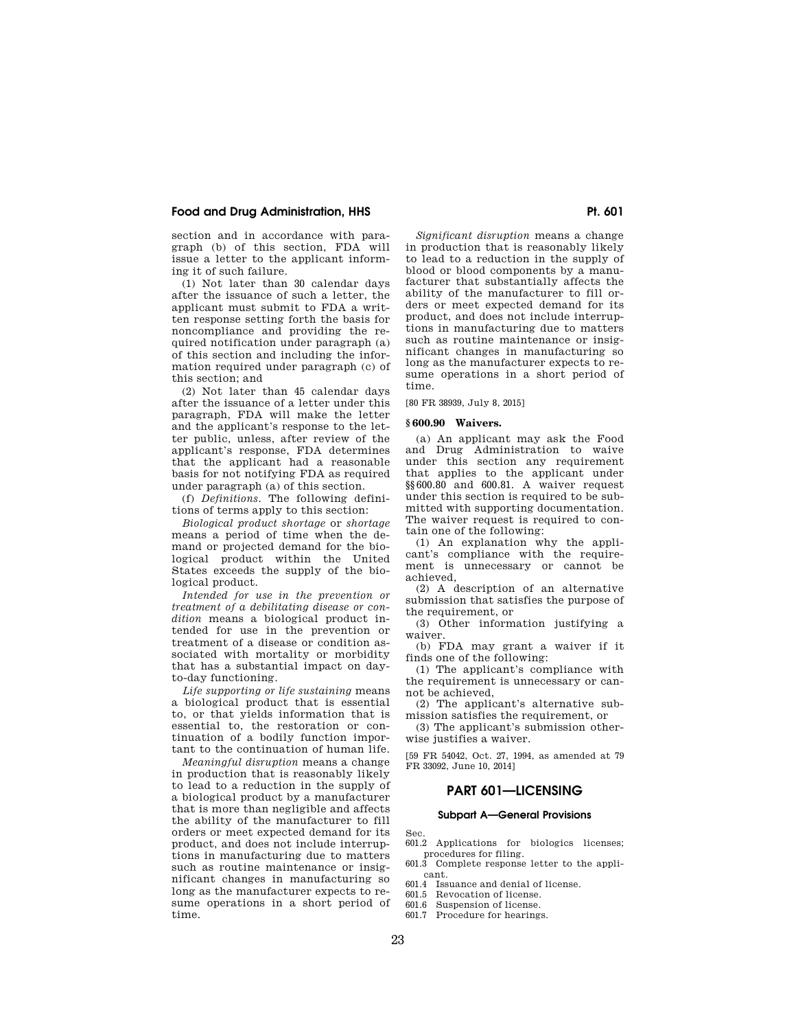section and in accordance with paragraph (b) of this section, FDA will issue a letter to the applicant informing it of such failure.

(1) Not later than 30 calendar days after the issuance of such a letter, the applicant must submit to FDA a written response setting forth the basis for noncompliance and providing the required notification under paragraph (a) of this section and including the information required under paragraph (c) of this section; and

(2) Not later than 45 calendar days after the issuance of a letter under this paragraph, FDA will make the letter and the applicant's response to the letter public, unless, after review of the applicant's response, FDA determines that the applicant had a reasonable basis for not notifying FDA as required under paragraph (a) of this section.

(f) *Definitions.* The following definitions of terms apply to this section:

*Biological product shortage* or *shortage* means a period of time when the demand or projected demand for the biological product within the United States exceeds the supply of the biological product.

*Intended for use in the prevention or treatment of a debilitating disease or condition* means a biological product intended for use in the prevention or treatment of a disease or condition associated with mortality or morbidity that has a substantial impact on day-to-day functioning.

*Life supporting or life sustaining* means a biological product that is essential to, or that yields information that is essential to, the restoration or continuation of a bodily function important to the continuation of human life.

*Meaningful disruption* means a change in production that is reasonably likely to lead to a reduction in the supply of a biological product by a manufacturer that is more than negligible and affects the ability of the manufacturer to fill orders or meet expected demand for its product, and does not include interruptions in manufacturing due to matters such as routine maintenance or insignificant changes in manufacturing so long as the manufacturer expects to resume operations in a short period of time.

*Significant disruption* means a change in production that is reasonably likely to lead to a reduction in the supply of blood or blood components by a manufacturer that substantially affects the ability of the manufacturer to fill orders or meet expected demand for its product, and does not include interruptions in manufacturing due to matters such as routine maintenance or insignificant changes in manufacturing so long as the manufacturer expects to resume operations in a short period of time.

[80 FR 38939, July 8, 2015]

### § 600.90 Waivers.

(a) An applicant may ask the Food and Drug Administration to waive under this section any requirement that applies to the applicant under §§ 600.80 and 600.81. A waiver request under this section is required to be submitted with supporting documentation. The waiver request is required to contain one of the following:

(1) An explanation why the applicant's compliance with the requirement is unnecessary or cannot be achieved,

(2) A description of an alternative submission that satisfies the purpose of the requirement, or

(3) Other information justifying a waiver.

(b) FDA may grant a waiver if it finds one of the following:

(1) The applicant's compliance with the requirement is unnecessary or cannot be achieved,

(2) The applicant's alternative submission satisfies the requirement, or

(3) The applicant's submission otherwise justifies a waiver.

[59 FR 54042, Oct. 27, 1994, as amended at 79 FR 33092, June 10, 2014]

# PART 601—LICENSING

## Subpart A—General Provisions

Sec.

601.2 Applications for biologics licenses; procedures for filing.

601.3 Complete response letter to the applicant.

601.4 Issuance and denial of license.

601.5 Revocation of license.

601.6 Suspension of license.

601.7 Procedure for hearings.